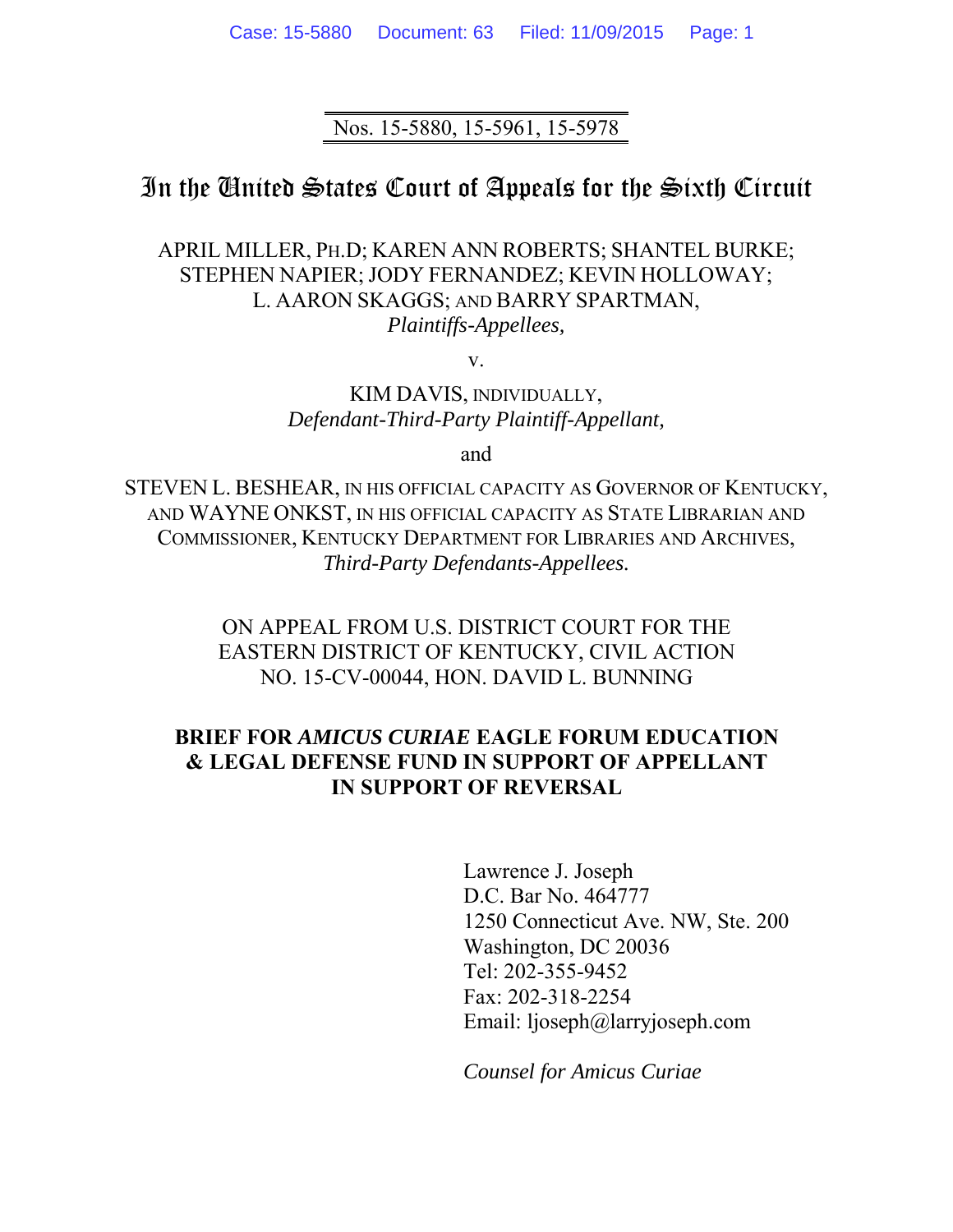Nos. 15-5880, 15-5961, 15-5978

# In the United States Court of Appeals for the Sixth Circuit

APRIL MILLER, PH.D; KAREN ANN ROBERTS; SHANTEL BURKE; STEPHEN NAPIER; JODY FERNANDEZ; KEVIN HOLLOWAY; L. AARON SKAGGS; AND BARRY SPARTMAN,
*Plaintiffs-Appellees,*

v.

KIM DAVIS, INDIVIDUALLY,
*Defendant-Third-Party Plaintiff-Appellant,*

and

STEVEN L. BESHEAR, IN HIS OFFICIAL CAPACITY AS GOVERNOR OF KENTUCKY, AND WAYNE ONKST, IN HIS OFFICIAL CAPACITY AS STATE LIBRARIAN AND COMMISSIONER, KENTUCKY DEPARTMENT FOR LIBRARIES AND ARCHIVES,
*Third-Party Defendants-Appellees.*

ON APPEAL FROM U.S. DISTRICT COURT FOR THE EASTERN DISTRICT OF KENTUCKY, CIVIL ACTION NO. 15-CV-00044, HON. DAVID L. BUNNING

**BRIEF FOR *AMICUS CURIAE* EAGLE FORUM EDUCATION & LEGAL DEFENSE FUND IN SUPPORT OF APPELLANT IN SUPPORT OF REVERSAL**

Lawrence J. Joseph
D.C. Bar No. 464777
1250 Connecticut Ave. NW, Ste. 200
Washington, DC 20036
Tel: 202-355-9452
Fax: 202-318-2254
Email: ljoseph@larryjoseph.com

*Counsel for Amicus Curiae*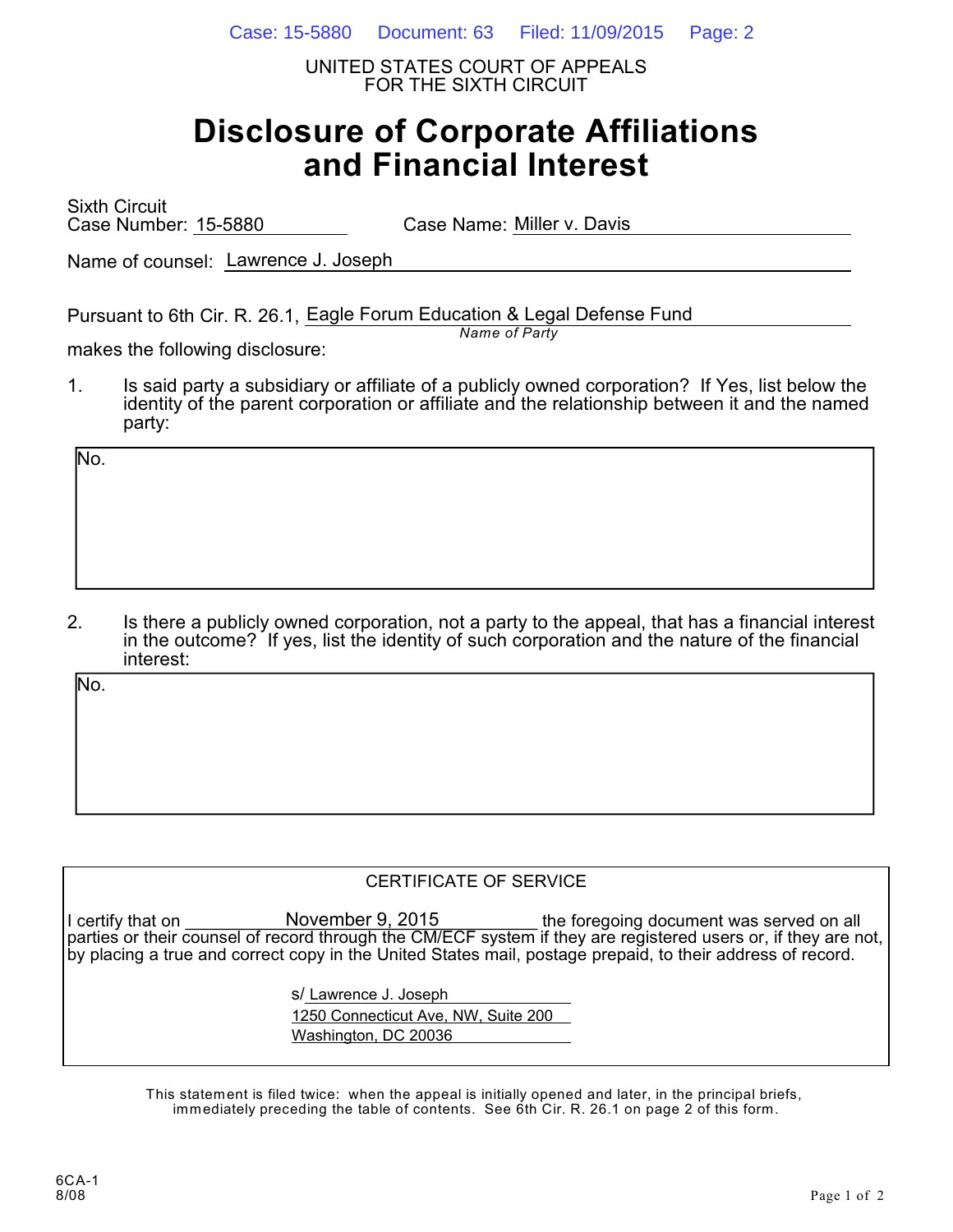UNITED STATES COURT OF APPEALS
FOR THE SIXTH CIRCUIT

# Disclosure of Corporate Affiliations and Financial Interest

Sixth Circuit Case Number: 15-5880 Case Name: Miller v. Davis

Name of counsel: Lawrence J. Joseph

Pursuant to 6th Cir. R. 26.1, Eagle Forum Education & Legal Defense Fund
*Name of Party*
makes the following disclosure:

1. Is said party a subsidiary or affiliate of a publicly owned corporation? If Yes, list below the identity of the parent corporation or affiliate and the relationship between it and the named party:

No.

2. Is there a publicly owned corporation, not a party to the appeal, that has a financial interest in the outcome? If yes, list the identity of such corporation and the nature of the financial interest:

No.

## CERTIFICATE OF SERVICE

I certify that on November 9, 2015 the foregoing document was served on all parties or their counsel of record through the CM/ECF system if they are registered users or, if they are not, by placing a true and correct copy in the United States mail, postage prepaid, to their address of record.

s/ Lawrence J. Joseph
1250 Connecticut Ave, NW, Suite 200
Washington, DC 20036

This statement is filed twice: when the appeal is initially opened and later, in the principal briefs, immediately preceding the table of contents. See 6th Cir. R. 26.1 on page 2 of this form.

6CA-1
8/08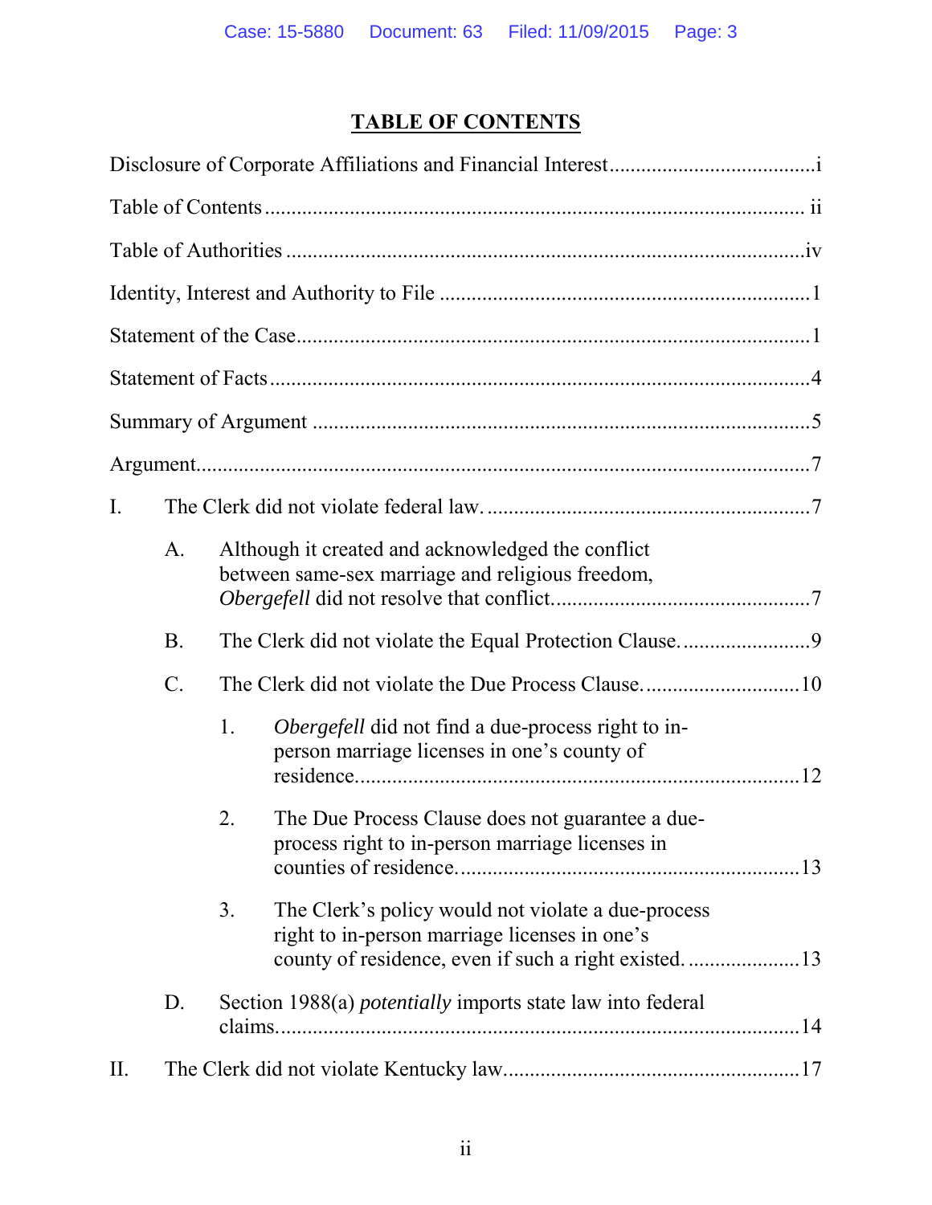## TABLE OF CONTENTS

Disclosure of Corporate Affiliations and Financial Interest ....................................... i

Table of Contents ........................................................................................................ ii

Table of Authorities ................................................................................................... iv

Identity, Interest and Authority to File ...................................................................... 1

Statement of the Case ................................................................................................. 1

Statement of Facts ....................................................................................................... 4

Summary of Argument ............................................................................................... 5

Argument ..................................................................................................................... 7

I. The Clerk did not violate federal law. ................................................................ 7

  A. Although it created and acknowledged the conflict between same-sex marriage and religious freedom, *Obergefell* did not resolve that conflict. ................................................ 7

  B. The Clerk did not violate the Equal Protection Clause. ........................ 9

  C. The Clerk did not violate the Due Process Clause. ............................. 10

    1. *Obergefell* did not find a due-process right to in-person marriage licenses in one's county of residence. ......................................................................... 12

    2. The Due Process Clause does not guarantee a due-process right to in-person marriage licenses in counties of residence. .............................................................. 13

    3. The Clerk's policy would not violate a due-process right to in-person marriage licenses in one's county of residence, even if such a right existed. ..................... 13

  D. Section 1988(a) *potentially* imports state law into federal claims. ..................................................................................................... 14

II. The Clerk did not violate Kentucky law. ....................................................... 17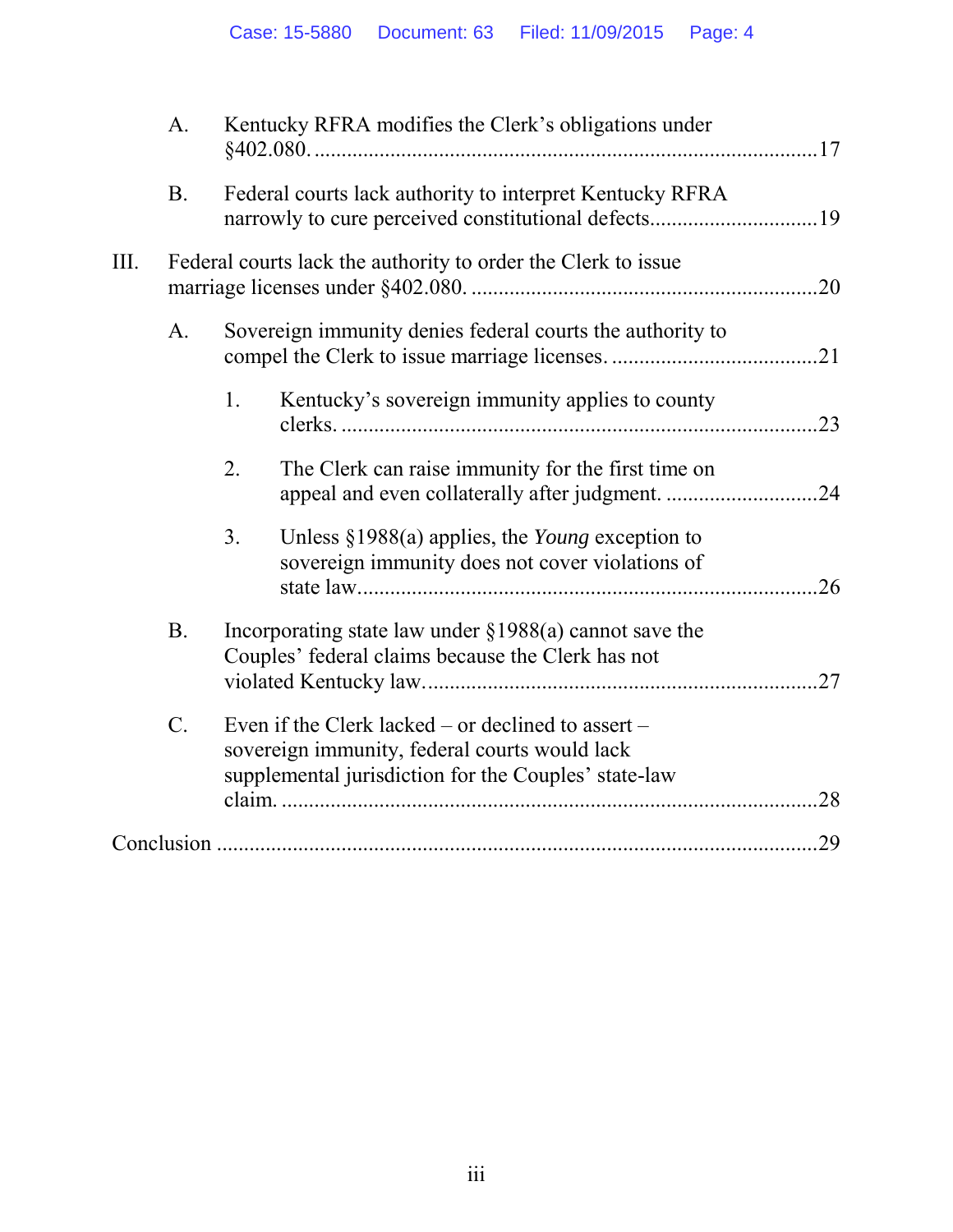- A. Kentucky RFRA modifies the Clerk's obligations under §402.080. ....................................................................................17
- B. Federal courts lack authority to interpret Kentucky RFRA narrowly to cure perceived constitutional defects...............................19

III. Federal courts lack the authority to order the Clerk to issue marriage licenses under §402.080. ...............................................................20

- A. Sovereign immunity denies federal courts the authority to compel the Clerk to issue marriage licenses. .....................................21
  1. Kentucky's sovereign immunity applies to county clerks. .......................................................................................23
  2. The Clerk can raise immunity for the first time on appeal and even collaterally after judgment. ............................24
  3. Unless §1988(a) applies, the *Young* exception to sovereign immunity does not cover violations of state law....................................................................................26
- B. Incorporating state law under §1988(a) cannot save the Couples' federal claims because the Clerk has not violated Kentucky law.......................................................................27
- C. Even if the Clerk lacked – or declined to assert – sovereign immunity, federal courts would lack supplemental jurisdiction for the Couples' state-law claim. ..................................................................................................28

Conclusion ..............................................................................................................29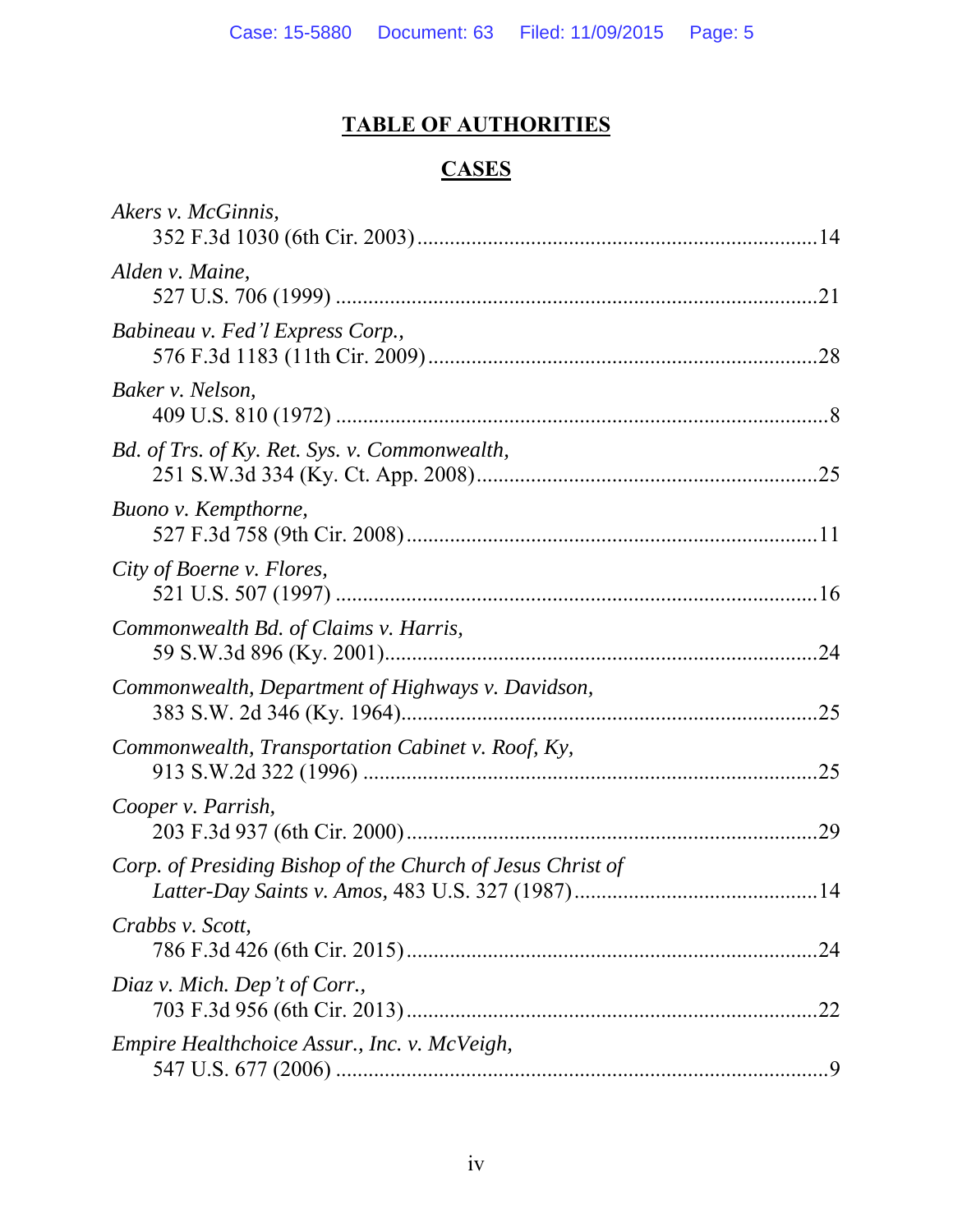# TABLE OF AUTHORITIES

## CASES

*Akers v. McGinnis*,
352 F.3d 1030 (6th Cir. 2003) .......................................................................... 14

*Alden v. Maine*,
527 U.S. 706 (1999) ......................................................................................... 21

*Babineau v. Fed'l Express Corp.*,
576 F.3d 1183 (11th Cir. 2009) ........................................................................ 28

*Baker v. Nelson*,
409 U.S. 810 (1972) ........................................................................................... 8

*Bd. of Trs. of Ky. Ret. Sys. v. Commonwealth*,
251 S.W.3d 334 (Ky. Ct. App. 2008) ............................................................... 25

*Buono v. Kempthorne*,
527 F.3d 758 (9th Cir. 2008) ............................................................................ 11

*City of Boerne v. Flores*,
521 U.S. 507 (1997) ......................................................................................... 16

*Commonwealth Bd. of Claims v. Harris*,
59 S.W.3d 896 (Ky. 2001) ................................................................................ 24

*Commonwealth, Department of Highways v. Davidson*,
383 S.W. 2d 346 (Ky. 1964) ............................................................................. 25

*Commonwealth, Transportation Cabinet v. Roof, Ky*,
913 S.W.2d 322 (1996) .................................................................................... 25

*Cooper v. Parrish*,
203 F.3d 937 (6th Cir. 2000) ............................................................................ 29

*Corp. of Presiding Bishop of the Church of Jesus Christ of Latter-Day Saints v. Amos*, 483 U.S. 327 (1987) ............................................. 14

*Crabbs v. Scott*,
786 F.3d 426 (6th Cir. 2015) ............................................................................ 24

*Diaz v. Mich. Dep't of Corr.*,
703 F.3d 956 (6th Cir. 2013) ............................................................................ 22

*Empire Healthchoice Assur., Inc. v. McVeigh*,
547 U.S. 677 (2006) ........................................................................................... 9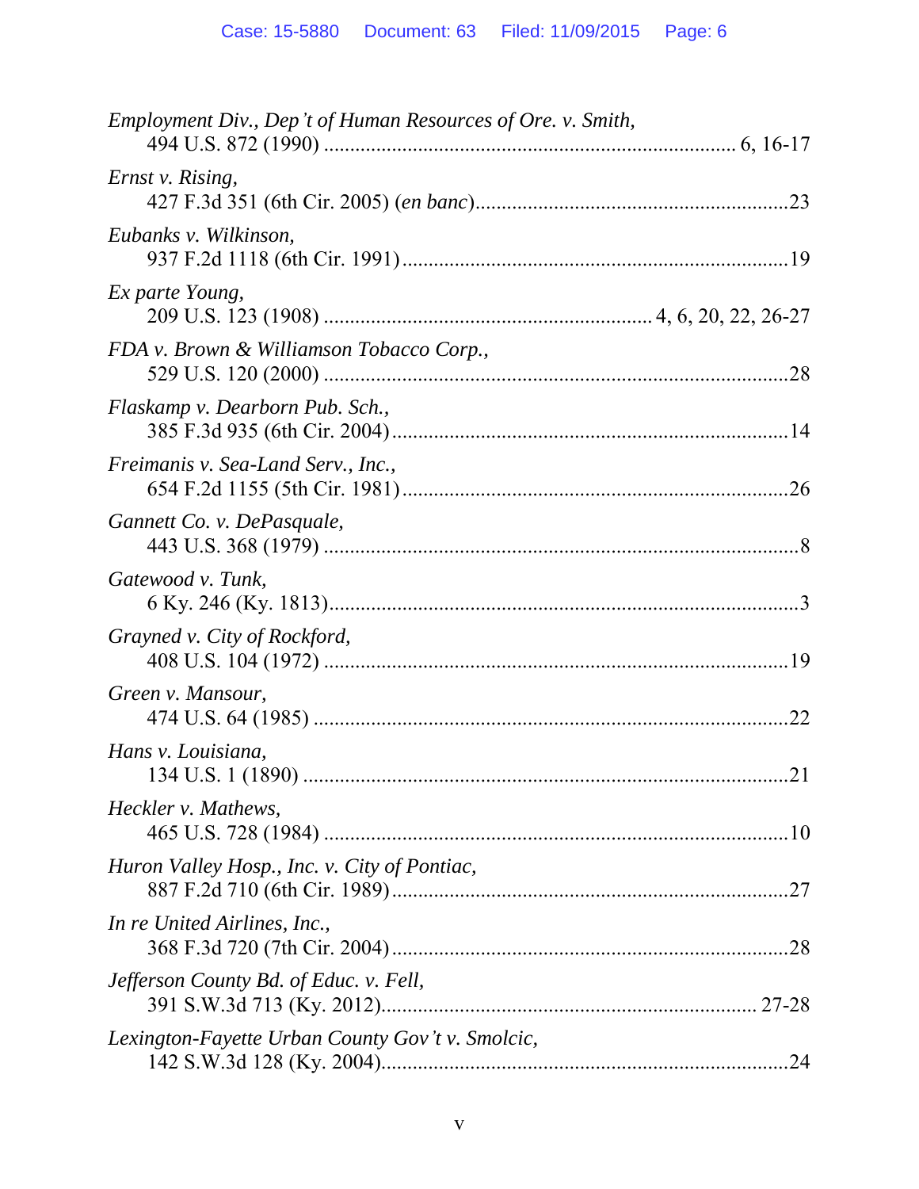*Employment Div., Dep't of Human Resources of Ore. v. Smith*,
494 U.S. 872 (1990) ............................................................................. 6, 16-17

*Ernst v. Rising*,
427 F.3d 351 (6th Cir. 2005) (*en banc*)...........................................................23

*Eubanks v. Wilkinson*,
937 F.2d 1118 (6th Cir. 1991).........................................................................19

*Ex parte Young*,
209 U.S. 123 (1908) ............................................................ 4, 6, 20, 22, 26-27

*FDA v. Brown & Williamson Tobacco Corp.*,
529 U.S. 120 (2000) .........................................................................................28

*Flaskamp v. Dearborn Pub. Sch.*,
385 F.3d 935 (6th Cir. 2004)...........................................................................14

*Freimanis v. Sea-Land Serv., Inc.*,
654 F.2d 1155 (5th Cir. 1981).........................................................................26

*Gannett Co. v. DePasquale*,
443 U.S. 368 (1979) ...........................................................................................8

*Gatewood v. Tunk*,
6 Ky. 246 (Ky. 1813)..........................................................................................3

*Grayned v. City of Rockford*,
408 U.S. 104 (1972) .........................................................................................19

*Green v. Mansour*,
474 U.S. 64 (1985) ...........................................................................................22

*Hans v. Louisiana*,
134 U.S. 1 (1890) .............................................................................................21

*Heckler v. Mathews*,
465 U.S. 728 (1984) .........................................................................................10

*Huron Valley Hosp., Inc. v. City of Pontiac*,
887 F.2d 710 (6th Cir. 1989)...........................................................................27

*In re United Airlines, Inc.*,
368 F.3d 720 (7th Cir. 2004)...........................................................................28

*Jefferson County Bd. of Educ. v. Fell*,
391 S.W.3d 713 (Ky. 2012)........................................................................ 27-28

*Lexington-Fayette Urban County Gov't v. Smolcic*,
142 S.W.3d 128 (Ky. 2004)..............................................................................24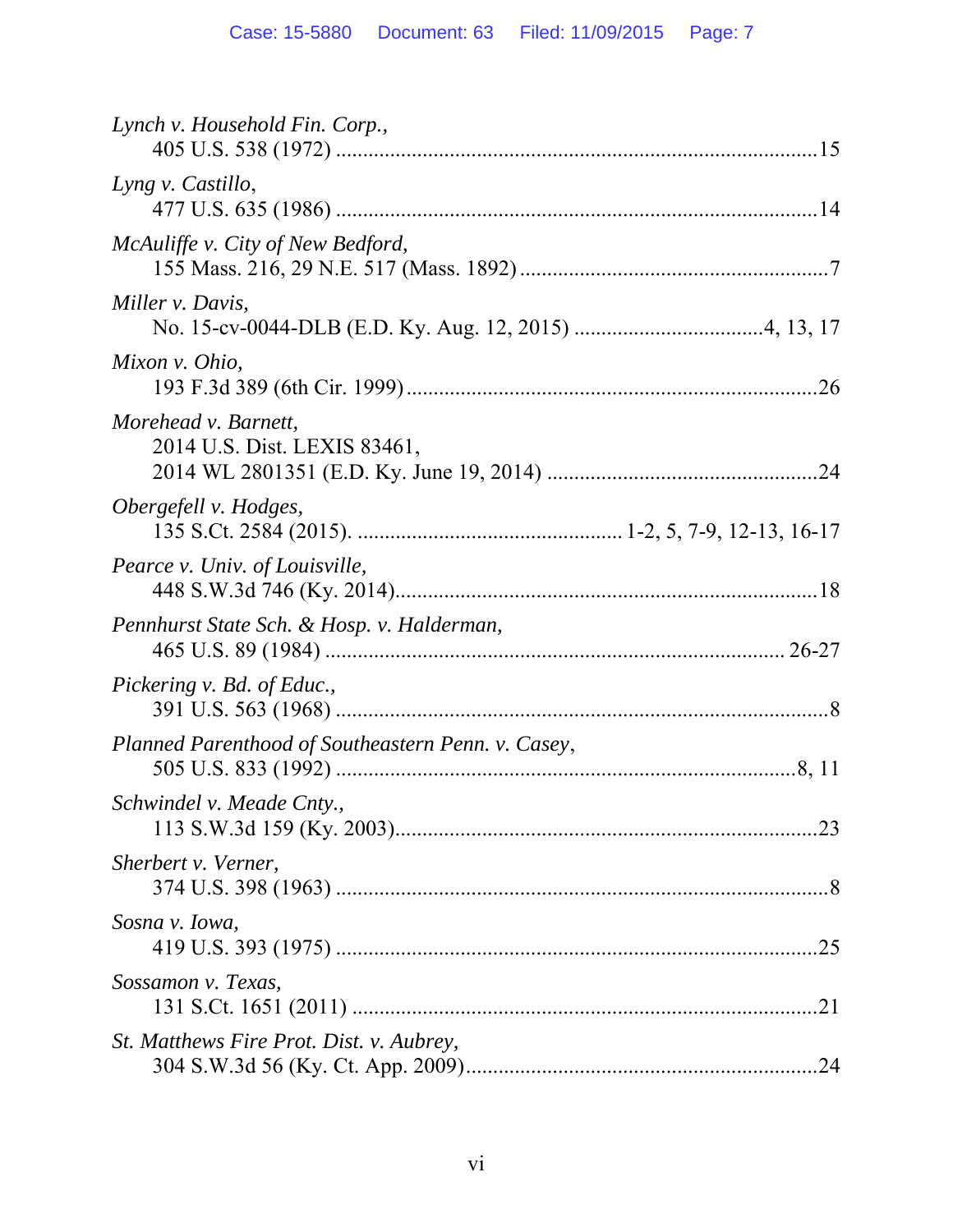*Lynch v. Household Fin. Corp.*,
405 U.S. 538 (1972) ........................................................................................15

*Lyng v. Castillo*,
477 U.S. 635 (1986) ........................................................................................14

*McAuliffe v. City of New Bedford*,
155 Mass. 216, 29 N.E. 517 (Mass. 1892) ........................................................7

*Miller v. Davis*,
No. 15-cv-0044-DLB (E.D. Ky. Aug. 12, 2015) ..................................4, 13, 17

*Mixon v. Ohio*,
193 F.3d 389 (6th Cir. 1999) ...........................................................................26

*Morehead v. Barnett*,
2014 U.S. Dist. LEXIS 83461,
2014 WL 2801351 (E.D. Ky. June 19, 2014) .................................................24

*Obergefell v. Hodges*,
135 S.Ct. 2584 (2015). ................................................ 1-2, 5, 7-9, 12-13, 16-17

*Pearce v. Univ. of Louisville*,
448 S.W.3d 746 (Ky. 2014).............................................................................18

*Pennhurst State Sch. & Hosp. v. Halderman*,
465 U.S. 89 (1984) .................................................................................... 26-27

*Pickering v. Bd. of Educ.*,
391 U.S. 563 (1968) ..........................................................................................8

*Planned Parenthood of Southeastern Penn. v. Casey*,
505 U.S. 833 (1992) ....................................................................................8, 11

*Schwindel v. Meade Cnty.*,
113 S.W.3d 159 (Ky. 2003).............................................................................23

*Sherbert v. Verner*,
374 U.S. 398 (1963) ..........................................................................................8

*Sosna v. Iowa*,
419 U.S. 393 (1975) ........................................................................................25

*Sossamon v. Texas*,
131 S.Ct. 1651 (2011) ......................................................................................21

*St. Matthews Fire Prot. Dist. v. Aubrey*,
304 S.W.3d 56 (Ky. Ct. App. 2009)................................................................24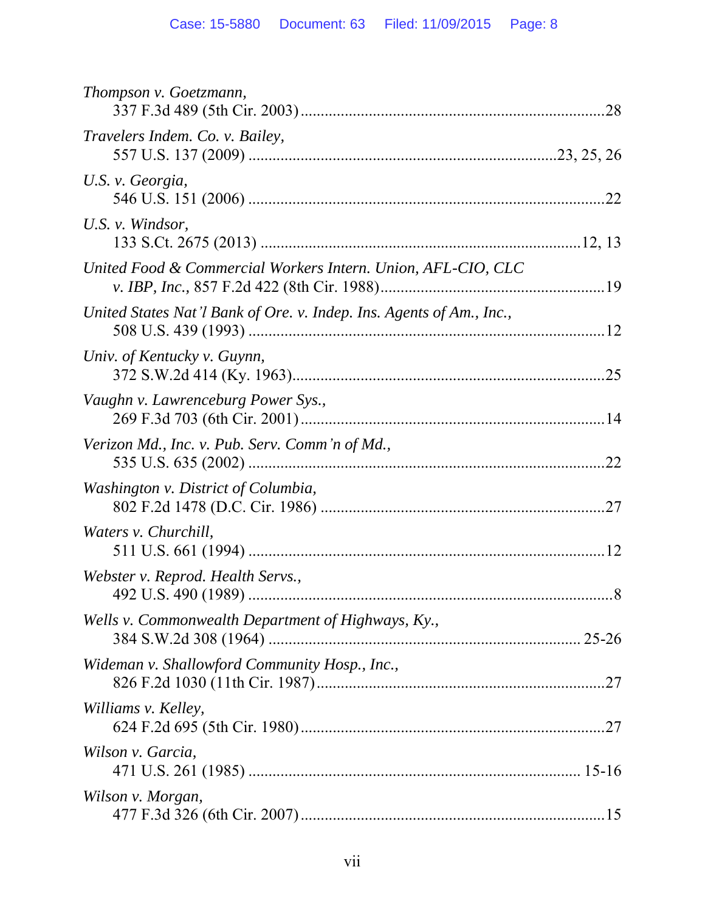*Thompson v. Goetzmann*,
337 F.3d 489 (5th Cir. 2003) ............................................................................28

*Travelers Indem. Co. v. Bailey*,
557 U.S. 137 (2009) ..........................................................................23, 25, 26

*U.S. v. Georgia*,
546 U.S. 151 (2006) ........................................................................................22

*U.S. v. Windsor*,
133 S.Ct. 2675 (2013) ...............................................................................12, 13

*United Food & Commercial Workers Intern. Union, AFL-CIO, CLC v. IBP, Inc.*, 857 F.2d 422 (8th Cir. 1988)........................................................19

*United States Nat'l Bank of Ore. v. Indep. Ins. Agents of Am., Inc.*,
508 U.S. 439 (1993) ........................................................................................12

*Univ. of Kentucky v. Guynn*,
372 S.W.2d 414 (Ky. 1963)..............................................................................25

*Vaughn v. Lawrenceburg Power Sys.*,
269 F.3d 703 (6th Cir. 2001)............................................................................14

*Verizon Md., Inc. v. Pub. Serv. Comm'n of Md.*,
535 U.S. 635 (2002) ........................................................................................22

*Washington v. District of Columbia*,
802 F.2d 1478 (D.C. Cir. 1986) .......................................................................27

*Waters v. Churchill*,
511 U.S. 661 (1994) ........................................................................................12

*Webster v. Reprod. Health Servs.*,
492 U.S. 490 (1989) ..........................................................................................8

*Wells v. Commonwealth Department of Highways, Ky.*,
384 S.W.2d 308 (1964) ............................................................................. 25-26

*Wideman v. Shallowford Community Hosp., Inc.*,
826 F.2d 1030 (11th Cir. 1987)........................................................................27

*Williams v. Kelley*,
624 F.2d 695 (5th Cir. 1980)............................................................................27

*Wilson v. Garcia*,
471 U.S. 261 (1985) ................................................................................. 15-16

*Wilson v. Morgan*,
477 F.3d 326 (6th Cir. 2007)............................................................................15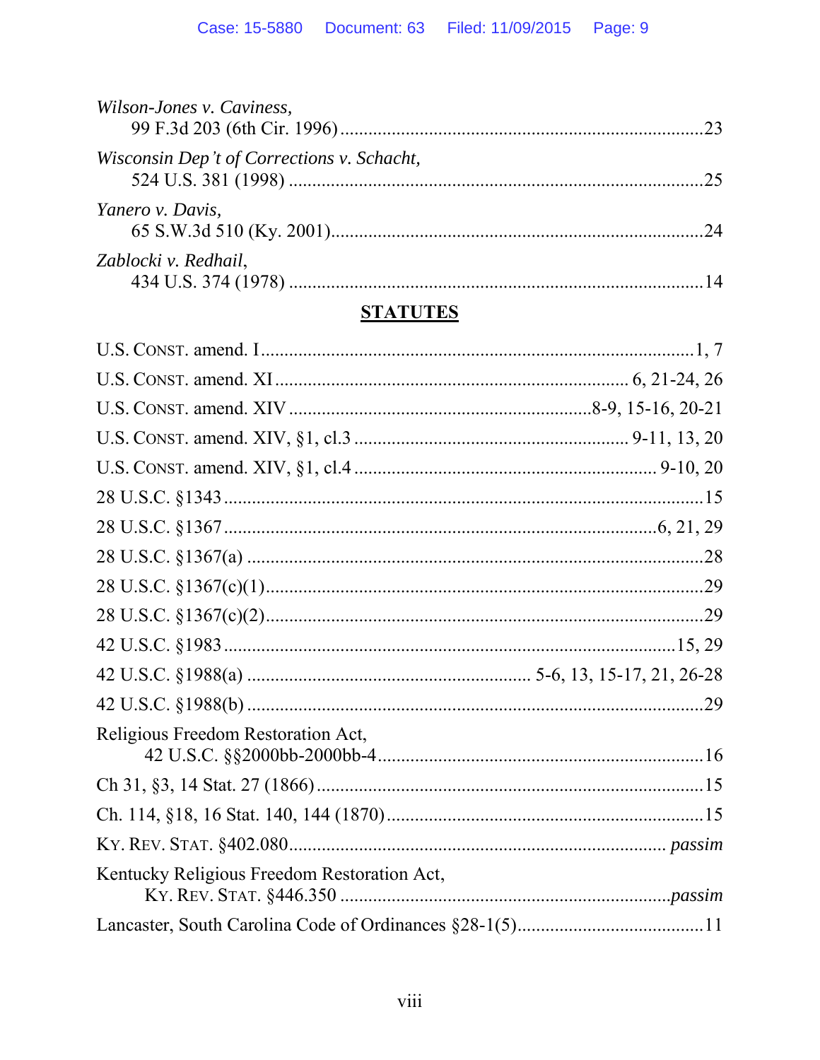*Wilson-Jones v. Caviness*,
99 F.3d 203 (6th Cir. 1996) ............................................................................. 23

*Wisconsin Dep't of Corrections v. Schacht*,
524 U.S. 381 (1998) ....................................................................................... 25

*Yanero v. Davis*,
65 S.W.3d 510 (Ky. 2001) ............................................................................... 24

*Zablocki v. Redhail*,
434 U.S. 374 (1978) ....................................................................................... 14

## STATUTES

U.S. CONST. amend. I ........................................................................................ 1, 7

U.S. CONST. amend. XI ........................................................................ 6, 21-24, 26

U.S. CONST. amend. XIV ........................................................... 8-9, 15-16, 20-21

U.S. CONST. amend. XIV, §1, cl.3 ...................................................... 9-11, 13, 20

U.S. CONST. amend. XIV, §1, cl.4 ........................................................... 9-10, 20

28 U.S.C. §1343 ..................................................................................................... 15

28 U.S.C. §1367 ........................................................................................... 6, 21, 29

28 U.S.C. §1367(a) ................................................................................................. 28

28 U.S.C. §1367(c)(1) ............................................................................................ 29

28 U.S.C. §1367(c)(2) ............................................................................................ 29

42 U.S.C. §1983 ................................................................................................ 15, 29

42 U.S.C. §1988(a) ........................................................ 5-6, 13, 15-17, 21, 26-28

42 U.S.C. §1988(b) ................................................................................................. 29

Religious Freedom Restoration Act,
42 U.S.C. §§2000bb-2000bb-4 .................................................................... 16

Ch 31, §3, 14 Stat. 27 (1866) .................................................................................. 15

Ch. 114, §18, 16 Stat. 140, 144 (1870) ................................................................... 15

KY. REV. STAT. §402.080 ............................................................................... *passim*

Kentucky Religious Freedom Restoration Act,
KY. REV. STAT. §446.350 ...................................................................... *passim*

Lancaster, South Carolina Code of Ordinances §28-1(5) ........................................ 11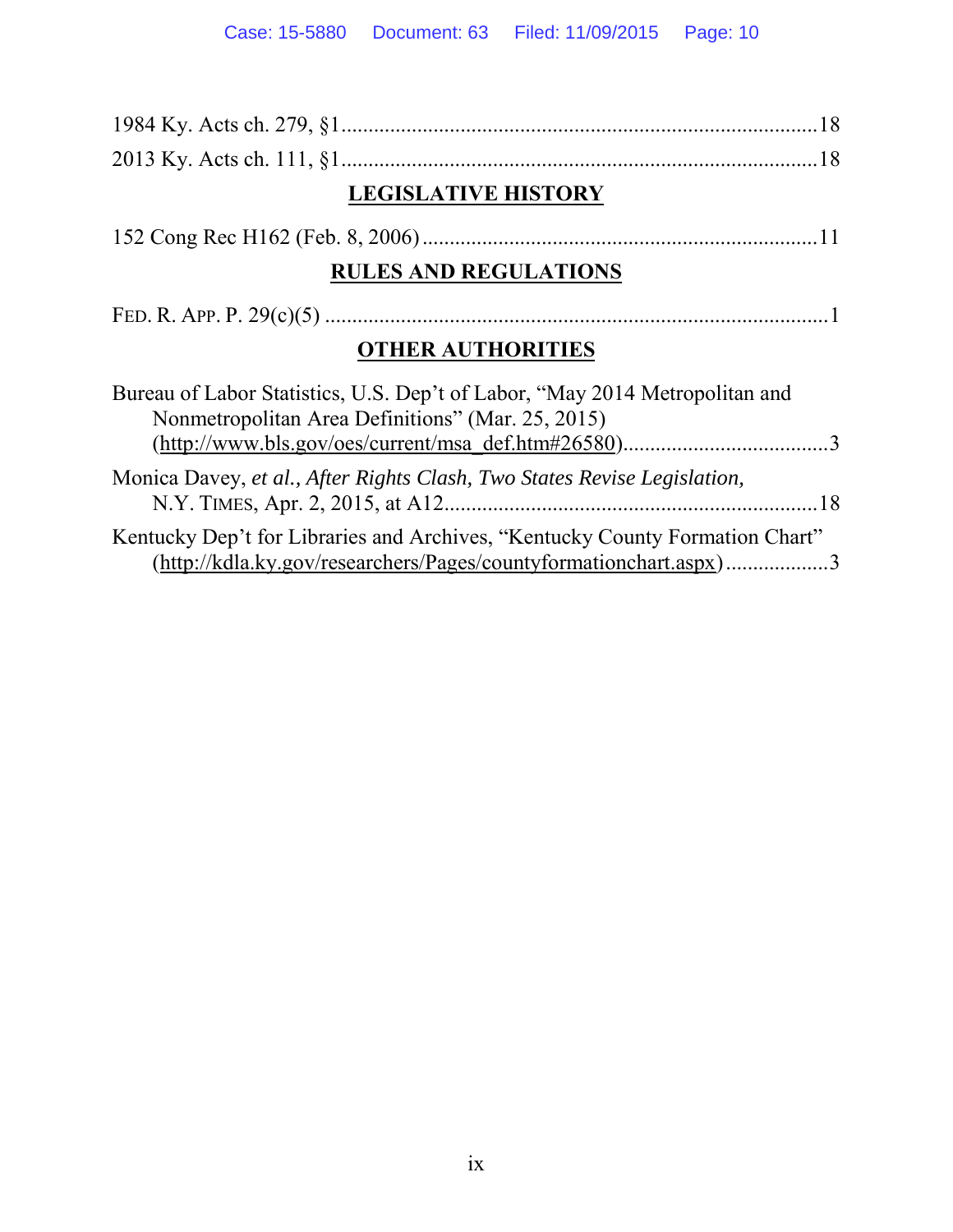1984 Ky. Acts ch. 279, §1........................................................................................18

2013 Ky. Acts ch. 111, §1........................................................................................18

## LEGISLATIVE HISTORY

152 Cong Rec H162 (Feb. 8, 2006)..........................................................................11

## RULES AND REGULATIONS

FED. R. APP. P. 29(c)(5) ...............................................................................................1

## OTHER AUTHORITIES

Bureau of Labor Statistics, U.S. Dep't of Labor, "May 2014 Metropolitan and Nonmetropolitan Area Definitions" (Mar. 25, 2015) (http://www.bls.gov/oes/current/msa_def.htm#26580)......................................3

Monica Davey, *et al., After Rights Clash, Two States Revise Legislation,* N.Y. TIMES, Apr. 2, 2015, at A12.....................................................................18

Kentucky Dep't for Libraries and Archives, "Kentucky County Formation Chart" (http://kdla.ky.gov/researchers/Pages/countyformationchart.aspx)..................3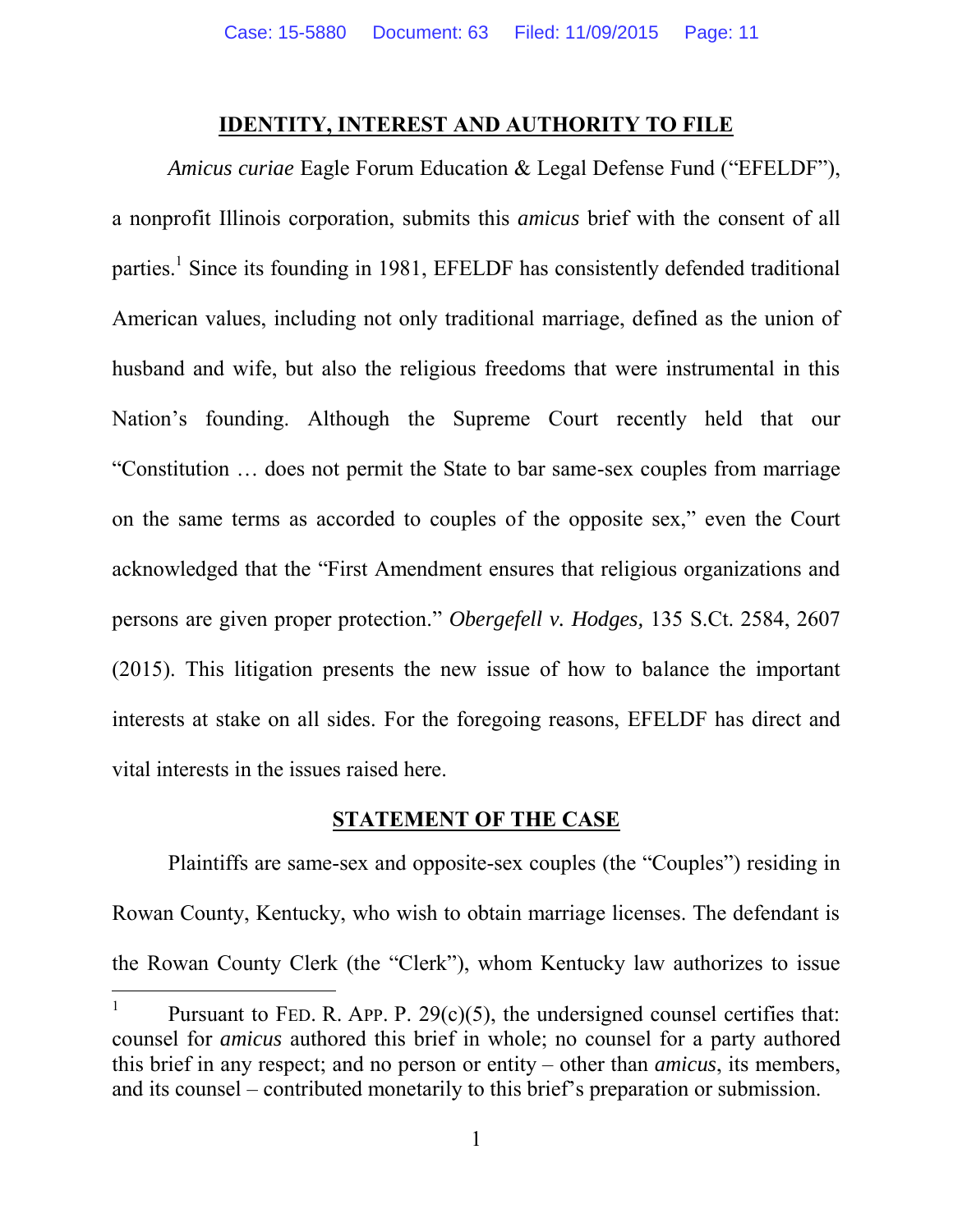## IDENTITY, INTEREST AND AUTHORITY TO FILE

*Amicus curiae* Eagle Forum Education & Legal Defense Fund ("EFELDF"), a nonprofit Illinois corporation, submits this *amicus* brief with the consent of all parties.[1] Since its founding in 1981, EFELDF has consistently defended traditional American values, including not only traditional marriage, defined as the union of husband and wife, but also the religious freedoms that were instrumental in this Nation's founding. Although the Supreme Court recently held that our "Constitution … does not permit the State to bar same-sex couples from marriage on the same terms as accorded to couples of the opposite sex," even the Court acknowledged that the "First Amendment ensures that religious organizations and persons are given proper protection." *Obergefell v. Hodges,* 135 S.Ct. 2584, 2607 (2015). This litigation presents the new issue of how to balance the important interests at stake on all sides. For the foregoing reasons, EFELDF has direct and vital interests in the issues raised here.

## STATEMENT OF THE CASE

Plaintiffs are same-sex and opposite-sex couples (the "Couples") residing in Rowan County, Kentucky, who wish to obtain marriage licenses. The defendant is the Rowan County Clerk (the "Clerk"), whom Kentucky law authorizes to issue

[1] Pursuant to FED. R. APP. P. 29(c)(5), the undersigned counsel certifies that: counsel for *amicus* authored this brief in whole; no counsel for a party authored this brief in any respect; and no person or entity – other than *amicus*, its members, and its counsel – contributed monetarily to this brief's preparation or submission.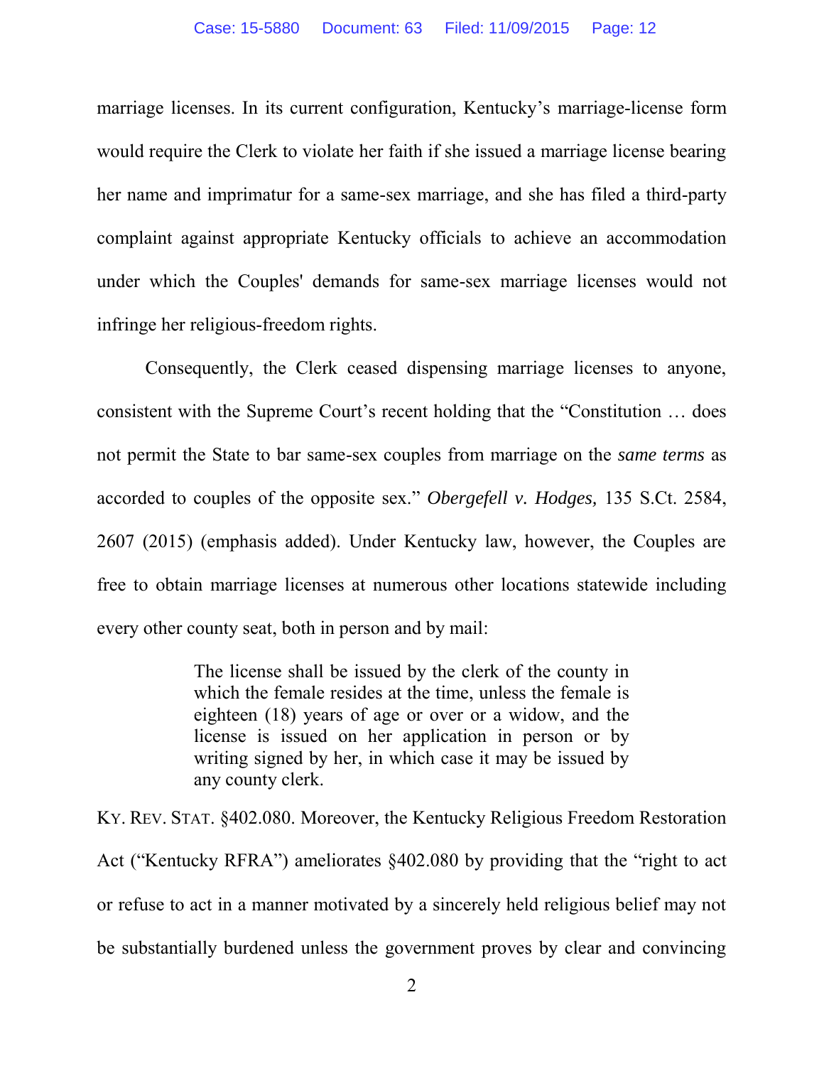marriage licenses. In its current configuration, Kentucky's marriage-license form would require the Clerk to violate her faith if she issued a marriage license bearing her name and imprimatur for a same-sex marriage, and she has filed a third-party complaint against appropriate Kentucky officials to achieve an accommodation under which the Couples' demands for same-sex marriage licenses would not infringe her religious-freedom rights.

Consequently, the Clerk ceased dispensing marriage licenses to anyone, consistent with the Supreme Court's recent holding that the "Constitution … does not permit the State to bar same-sex couples from marriage on the *same terms* as accorded to couples of the opposite sex." *Obergefell v. Hodges,* 135 S.Ct. 2584, 2607 (2015) (emphasis added). Under Kentucky law, however, the Couples are free to obtain marriage licenses at numerous other locations statewide including every other county seat, both in person and by mail:

> The license shall be issued by the clerk of the county in which the female resides at the time, unless the female is eighteen (18) years of age or over or a widow, and the license is issued on her application in person or by writing signed by her, in which case it may be issued by any county clerk.

KY. REV. STAT. §402.080. Moreover, the Kentucky Religious Freedom Restoration Act ("Kentucky RFRA") ameliorates §402.080 by providing that the "right to act or refuse to act in a manner motivated by a sincerely held religious belief may not be substantially burdened unless the government proves by clear and convincing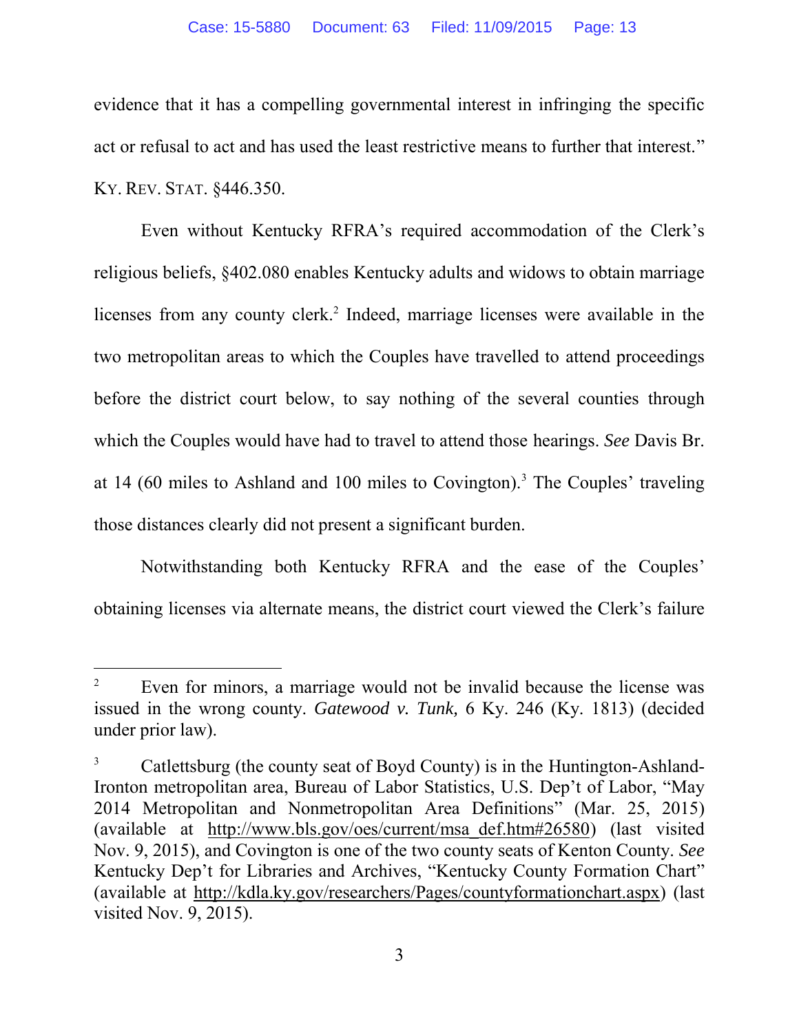evidence that it has a compelling governmental interest in infringing the specific act or refusal to act and has used the least restrictive means to further that interest." KY. REV. STAT. §446.350.

Even without Kentucky RFRA's required accommodation of the Clerk's religious beliefs, §402.080 enables Kentucky adults and widows to obtain marriage licenses from any county clerk.[2] Indeed, marriage licenses were available in the two metropolitan areas to which the Couples have travelled to attend proceedings before the district court below, to say nothing of the several counties through which the Couples would have had to travel to attend those hearings. *See* Davis Br. at 14 (60 miles to Ashland and 100 miles to Covington).[3] The Couples' traveling those distances clearly did not present a significant burden.

Notwithstanding both Kentucky RFRA and the ease of the Couples' obtaining licenses via alternate means, the district court viewed the Clerk's failure

---

[2] Even for minors, a marriage would not be invalid because the license was issued in the wrong county. *Gatewood v. Tunk,* 6 Ky. 246 (Ky. 1813) (decided under prior law).

[3] Catlettsburg (the county seat of Boyd County) is in the Huntington-Ashland-Ironton metropolitan area, Bureau of Labor Statistics, U.S. Dep't of Labor, "May 2014 Metropolitan and Nonmetropolitan Area Definitions" (Mar. 25, 2015) (available at http://www.bls.gov/oes/current/msa_def.htm#26580) (last visited Nov. 9, 2015), and Covington is one of the two county seats of Kenton County. *See* Kentucky Dep't for Libraries and Archives, "Kentucky County Formation Chart" (available at http://kdla.ky.gov/researchers/Pages/countyformationchart.aspx) (last visited Nov. 9, 2015).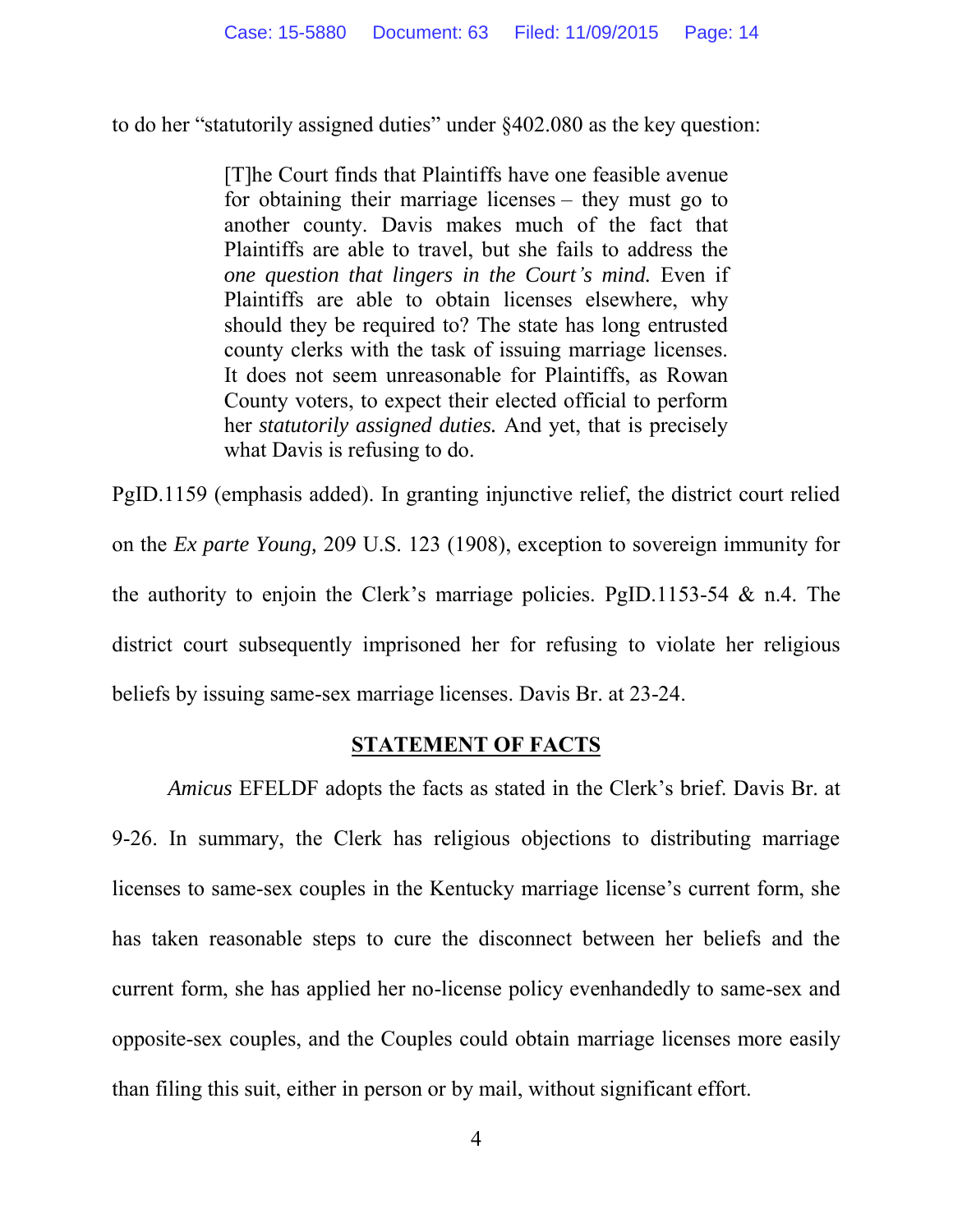to do her "statutorily assigned duties" under §402.080 as the key question:

> [T]he Court finds that Plaintiffs have one feasible avenue for obtaining their marriage licenses – they must go to another county. Davis makes much of the fact that Plaintiffs are able to travel, but she fails to address the *one question that lingers in the Court's mind.* Even if Plaintiffs are able to obtain licenses elsewhere, why should they be required to? The state has long entrusted county clerks with the task of issuing marriage licenses. It does not seem unreasonable for Plaintiffs, as Rowan County voters, to expect their elected official to perform her *statutorily assigned duties.* And yet, that is precisely what Davis is refusing to do.

PgID.1159 (emphasis added). In granting injunctive relief, the district court relied on the *Ex parte Young,* 209 U.S. 123 (1908), exception to sovereign immunity for the authority to enjoin the Clerk's marriage policies. PgID.1153-54 & n.4. The district court subsequently imprisoned her for refusing to violate her religious beliefs by issuing same-sex marriage licenses. Davis Br. at 23-24.

## STATEMENT OF FACTS

*Amicus* EFELDF adopts the facts as stated in the Clerk's brief. Davis Br. at 9-26. In summary, the Clerk has religious objections to distributing marriage licenses to same-sex couples in the Kentucky marriage license's current form, she has taken reasonable steps to cure the disconnect between her beliefs and the current form, she has applied her no-license policy evenhandedly to same-sex and opposite-sex couples, and the Couples could obtain marriage licenses more easily than filing this suit, either in person or by mail, without significant effort.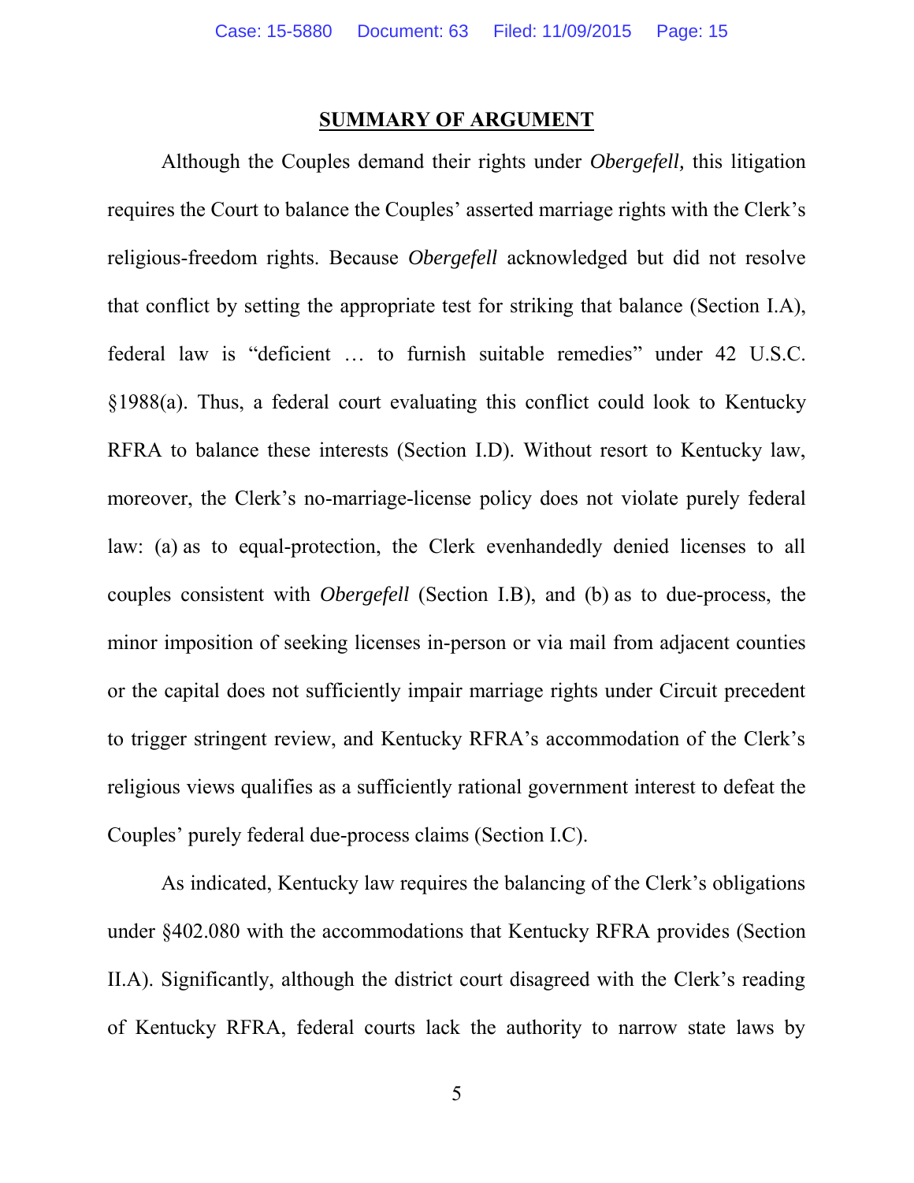## SUMMARY OF ARGUMENT

Although the Couples demand their rights under *Obergefell,* this litigation requires the Court to balance the Couples' asserted marriage rights with the Clerk's religious-freedom rights. Because *Obergefell* acknowledged but did not resolve that conflict by setting the appropriate test for striking that balance (Section I.A), federal law is "deficient … to furnish suitable remedies" under 42 U.S.C. §1988(a). Thus, a federal court evaluating this conflict could look to Kentucky RFRA to balance these interests (Section I.D). Without resort to Kentucky law, moreover, the Clerk's no-marriage-license policy does not violate purely federal law: (a) as to equal-protection, the Clerk evenhandedly denied licenses to all couples consistent with *Obergefell* (Section I.B), and (b) as to due-process, the minor imposition of seeking licenses in-person or via mail from adjacent counties or the capital does not sufficiently impair marriage rights under Circuit precedent to trigger stringent review, and Kentucky RFRA's accommodation of the Clerk's religious views qualifies as a sufficiently rational government interest to defeat the Couples' purely federal due-process claims (Section I.C).

As indicated, Kentucky law requires the balancing of the Clerk's obligations under §402.080 with the accommodations that Kentucky RFRA provides (Section II.A). Significantly, although the district court disagreed with the Clerk's reading of Kentucky RFRA, federal courts lack the authority to narrow state laws by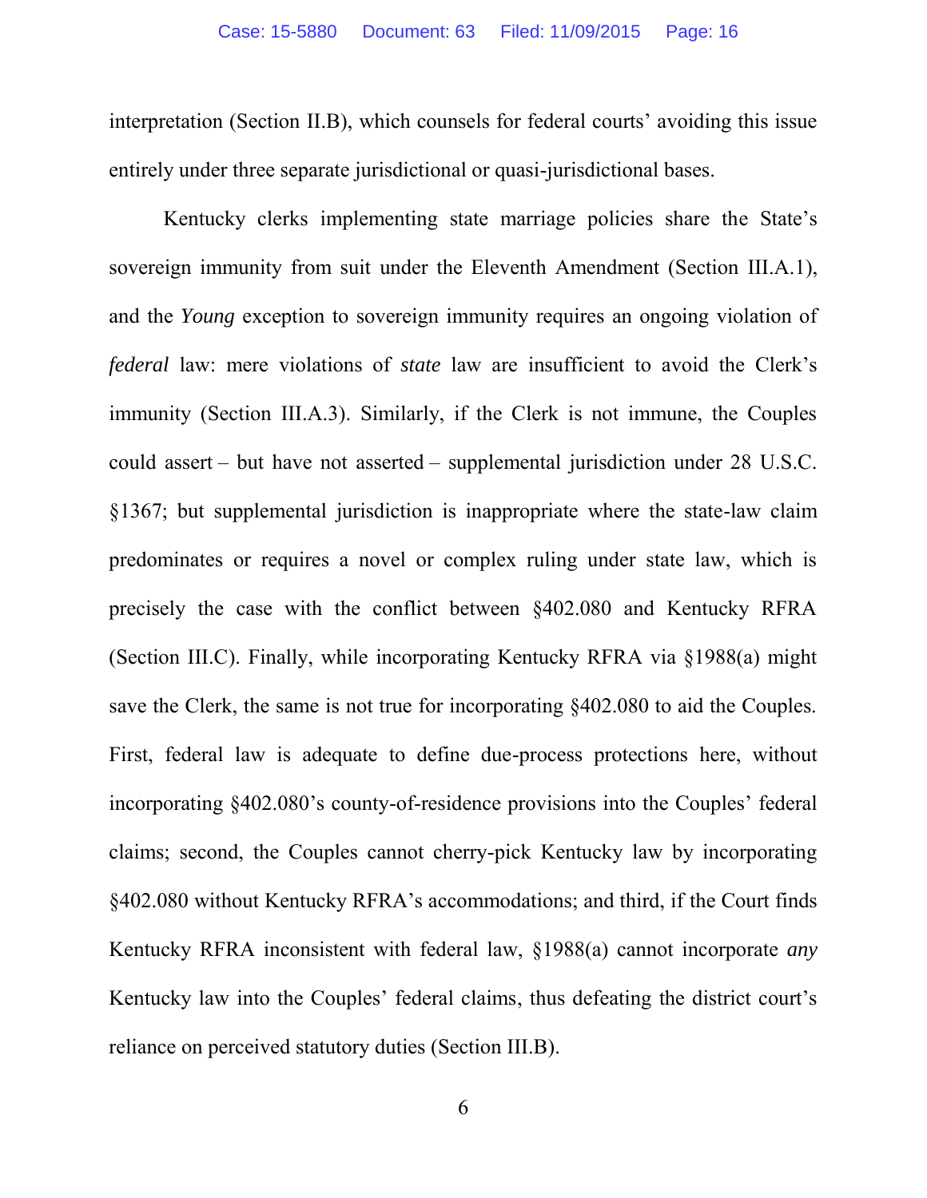interpretation (Section II.B), which counsels for federal courts' avoiding this issue entirely under three separate jurisdictional or quasi-jurisdictional bases.

Kentucky clerks implementing state marriage policies share the State's sovereign immunity from suit under the Eleventh Amendment (Section III.A.1), and the *Young* exception to sovereign immunity requires an ongoing violation of *federal* law: mere violations of *state* law are insufficient to avoid the Clerk's immunity (Section III.A.3). Similarly, if the Clerk is not immune, the Couples could assert – but have not asserted – supplemental jurisdiction under 28 U.S.C. §1367; but supplemental jurisdiction is inappropriate where the state-law claim predominates or requires a novel or complex ruling under state law, which is precisely the case with the conflict between §402.080 and Kentucky RFRA (Section III.C). Finally, while incorporating Kentucky RFRA via §1988(a) might save the Clerk, the same is not true for incorporating §402.080 to aid the Couples. First, federal law is adequate to define due-process protections here, without incorporating §402.080's county-of-residence provisions into the Couples' federal claims; second, the Couples cannot cherry-pick Kentucky law by incorporating §402.080 without Kentucky RFRA's accommodations; and third, if the Court finds Kentucky RFRA inconsistent with federal law, §1988(a) cannot incorporate *any* Kentucky law into the Couples' federal claims, thus defeating the district court's reliance on perceived statutory duties (Section III.B).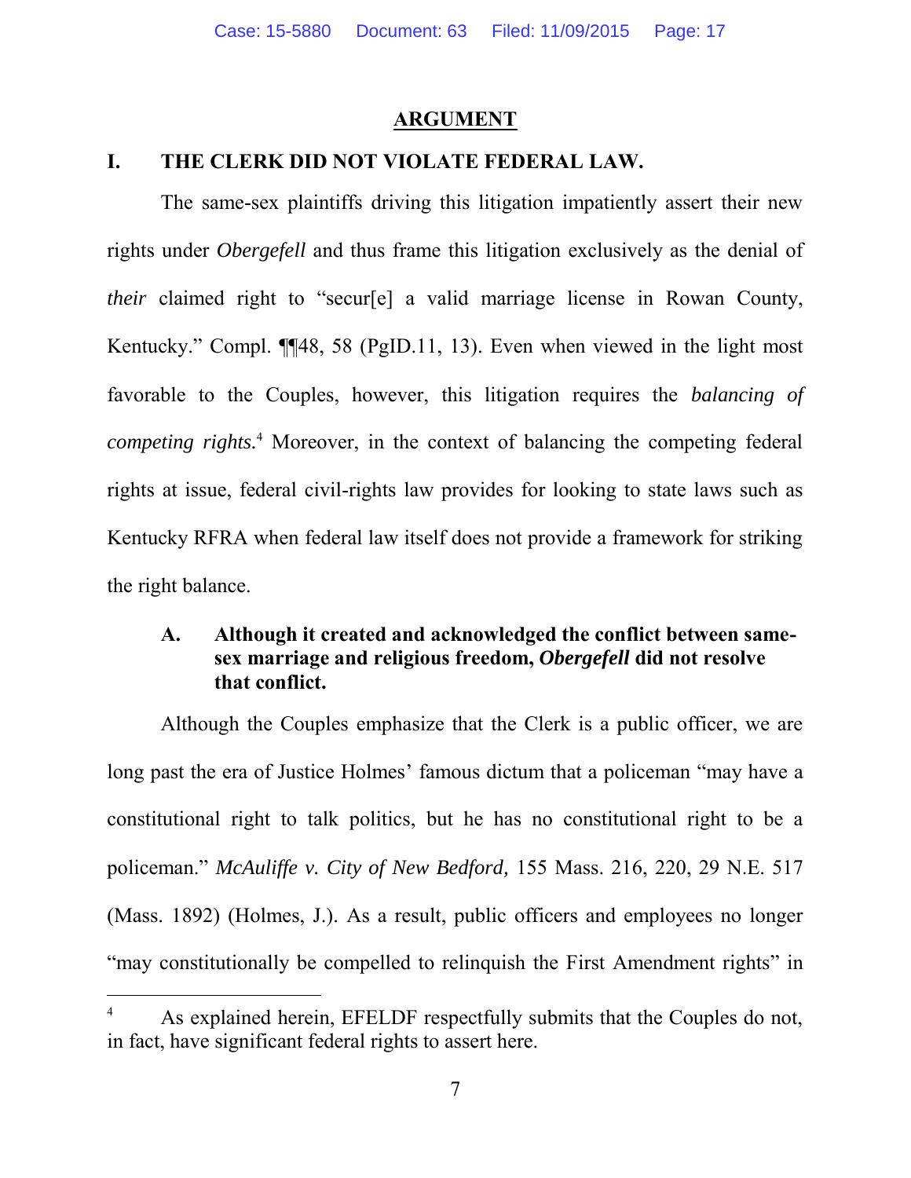## ARGUMENT

### I. THE CLERK DID NOT VIOLATE FEDERAL LAW.

The same-sex plaintiffs driving this litigation impatiently assert their new rights under *Obergefell* and thus frame this litigation exclusively as the denial of *their* claimed right to "secur[e] a valid marriage license in Rowan County, Kentucky." Compl. ¶¶48, 58 (PgID.11, 13). Even when viewed in the light most favorable to the Couples, however, this litigation requires the *balancing of competing rights.*[4] Moreover, in the context of balancing the competing federal rights at issue, federal civil-rights law provides for looking to state laws such as Kentucky RFRA when federal law itself does not provide a framework for striking the right balance.

#### A. Although it created and acknowledged the conflict between same-sex marriage and religious freedom, *Obergefell* did not resolve that conflict.

Although the Couples emphasize that the Clerk is a public officer, we are long past the era of Justice Holmes' famous dictum that a policeman "may have a constitutional right to talk politics, but he has no constitutional right to be a policeman." *McAuliffe v. City of New Bedford,* 155 Mass. 216, 220, 29 N.E. 517 (Mass. 1892) (Holmes, J.). As a result, public officers and employees no longer "may constitutionally be compelled to relinquish the First Amendment rights" in

---

[4] As explained herein, EFELDF respectfully submits that the Couples do not, in fact, have significant federal rights to assert here.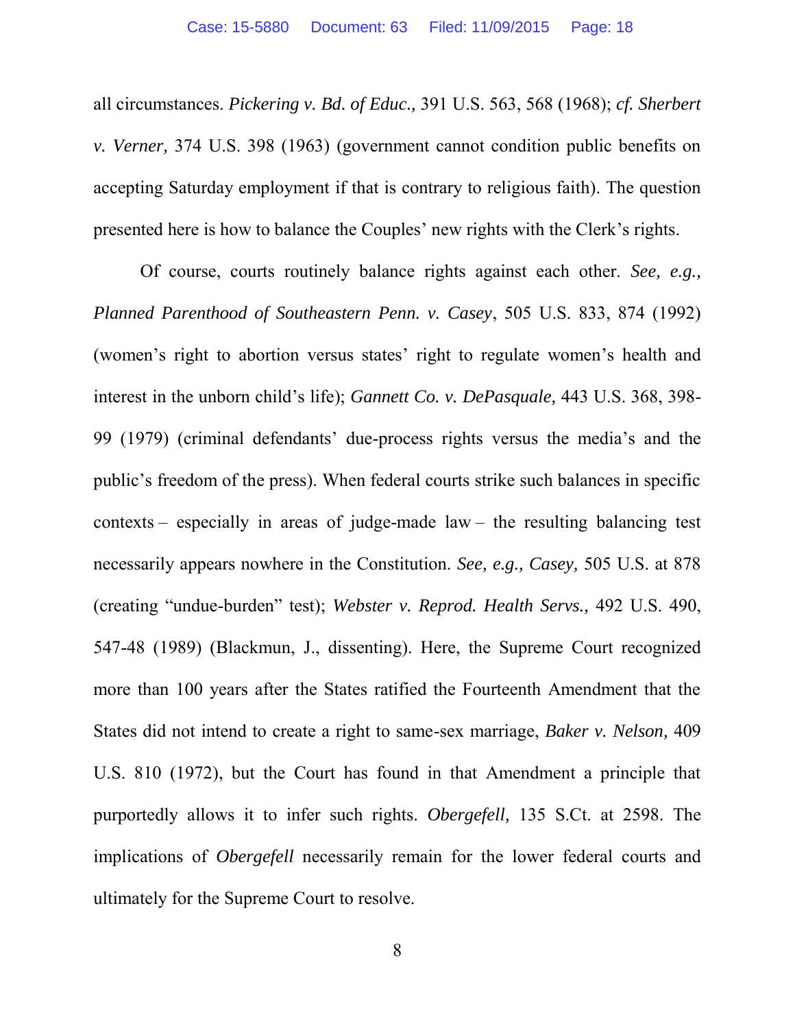all circumstances. *Pickering v. Bd. of Educ.*, 391 U.S. 563, 568 (1968); *cf. Sherbert v. Verner*, 374 U.S. 398 (1963) (government cannot condition public benefits on accepting Saturday employment if that is contrary to religious faith). The question presented here is how to balance the Couples' new rights with the Clerk's rights.

Of course, courts routinely balance rights against each other. *See, e.g., Planned Parenthood of Southeastern Penn. v. Casey*, 505 U.S. 833, 874 (1992) (women's right to abortion versus states' right to regulate women's health and interest in the unborn child's life); *Gannett Co. v. DePasquale*, 443 U.S. 368, 398-99 (1979) (criminal defendants' due-process rights versus the media's and the public's freedom of the press). When federal courts strike such balances in specific contexts – especially in areas of judge-made law – the resulting balancing test necessarily appears nowhere in the Constitution. *See, e.g., Casey*, 505 U.S. at 878 (creating "undue-burden" test); *Webster v. Reprod. Health Servs.*, 492 U.S. 490, 547-48 (1989) (Blackmun, J., dissenting). Here, the Supreme Court recognized more than 100 years after the States ratified the Fourteenth Amendment that the States did not intend to create a right to same-sex marriage, *Baker v. Nelson*, 409 U.S. 810 (1972), but the Court has found in that Amendment a principle that purportedly allows it to infer such rights. *Obergefell*, 135 S.Ct. at 2598. The implications of *Obergefell* necessarily remain for the lower federal courts and ultimately for the Supreme Court to resolve.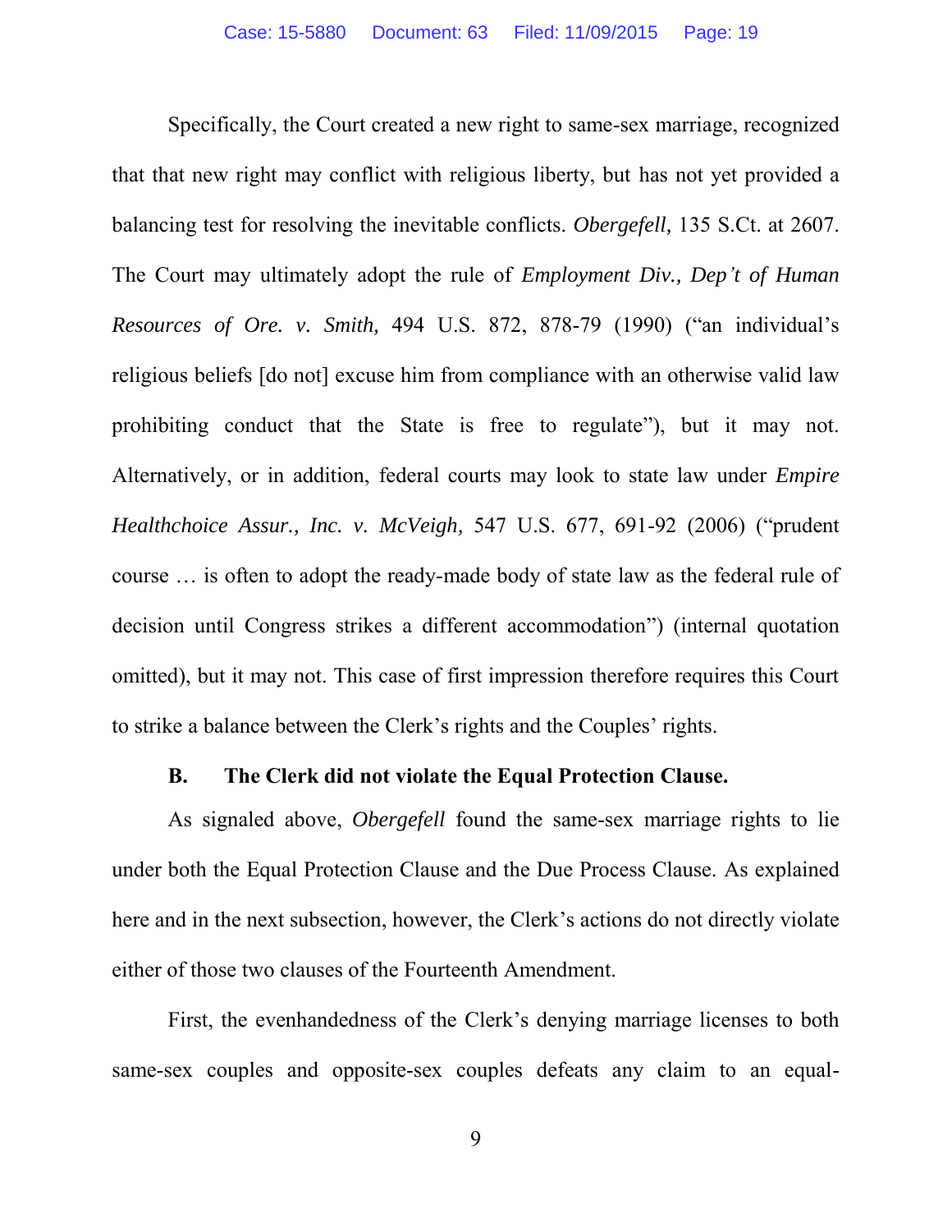Specifically, the Court created a new right to same-sex marriage, recognized that that new right may conflict with religious liberty, but has not yet provided a balancing test for resolving the inevitable conflicts. *Obergefell,* 135 S.Ct. at 2607. The Court may ultimately adopt the rule of *Employment Div., Dep't of Human Resources of Ore. v. Smith,* 494 U.S. 872, 878-79 (1990) ("an individual's religious beliefs [do not] excuse him from compliance with an otherwise valid law prohibiting conduct that the State is free to regulate"), but it may not. Alternatively, or in addition, federal courts may look to state law under *Empire Healthchoice Assur., Inc. v. McVeigh,* 547 U.S. 677, 691-92 (2006) ("prudent course … is often to adopt the ready-made body of state law as the federal rule of decision until Congress strikes a different accommodation") (internal quotation omitted), but it may not. This case of first impression therefore requires this Court to strike a balance between the Clerk's rights and the Couples' rights.

### B. The Clerk did not violate the Equal Protection Clause.

As signaled above, *Obergefell* found the same-sex marriage rights to lie under both the Equal Protection Clause and the Due Process Clause. As explained here and in the next subsection, however, the Clerk's actions do not directly violate either of those two clauses of the Fourteenth Amendment.

First, the evenhandedness of the Clerk's denying marriage licenses to both same-sex couples and opposite-sex couples defeats any claim to an equal-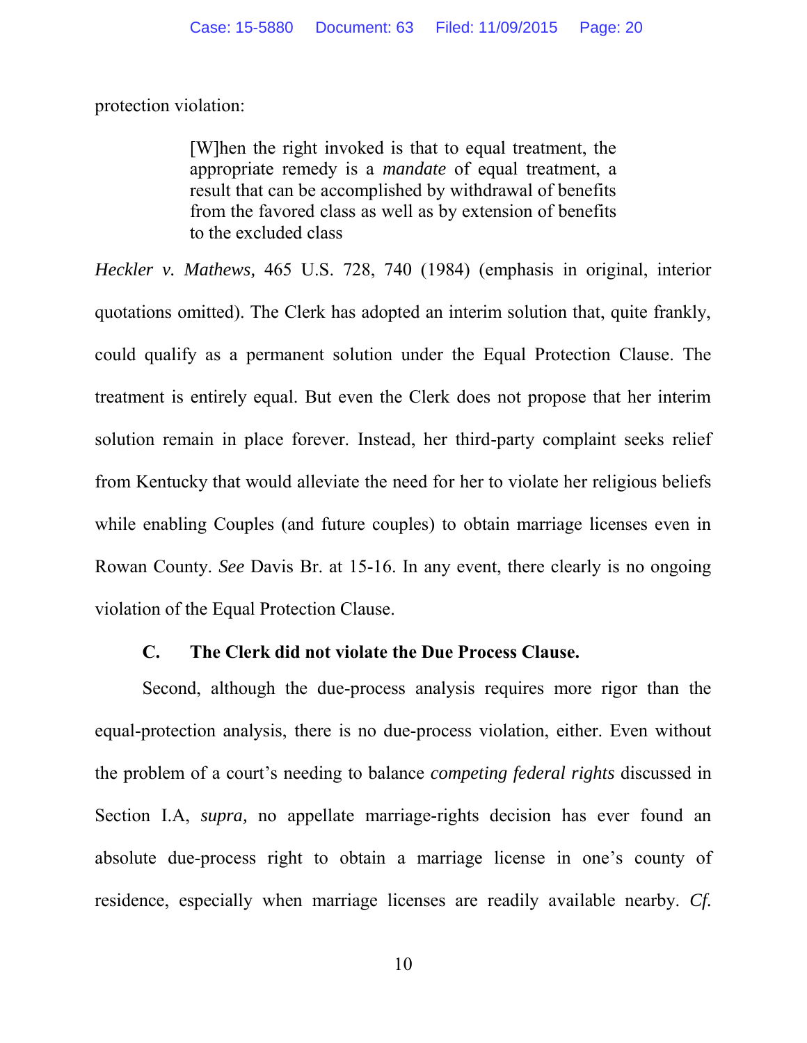protection violation:

> [W]hen the right invoked is that to equal treatment, the appropriate remedy is a *mandate* of equal treatment, a result that can be accomplished by withdrawal of benefits from the favored class as well as by extension of benefits to the excluded class

*Heckler v. Mathews,* 465 U.S. 728, 740 (1984) (emphasis in original, interior quotations omitted). The Clerk has adopted an interim solution that, quite frankly, could qualify as a permanent solution under the Equal Protection Clause. The treatment is entirely equal. But even the Clerk does not propose that her interim solution remain in place forever. Instead, her third-party complaint seeks relief from Kentucky that would alleviate the need for her to violate her religious beliefs while enabling Couples (and future couples) to obtain marriage licenses even in Rowan County. *See* Davis Br. at 15-16. In any event, there clearly is no ongoing violation of the Equal Protection Clause.

### C. The Clerk did not violate the Due Process Clause.

Second, although the due-process analysis requires more rigor than the equal-protection analysis, there is no due-process violation, either. Even without the problem of a court's needing to balance *competing federal rights* discussed in Section I.A, *supra,* no appellate marriage-rights decision has ever found an absolute due-process right to obtain a marriage license in one's county of residence, especially when marriage licenses are readily available nearby. *Cf.*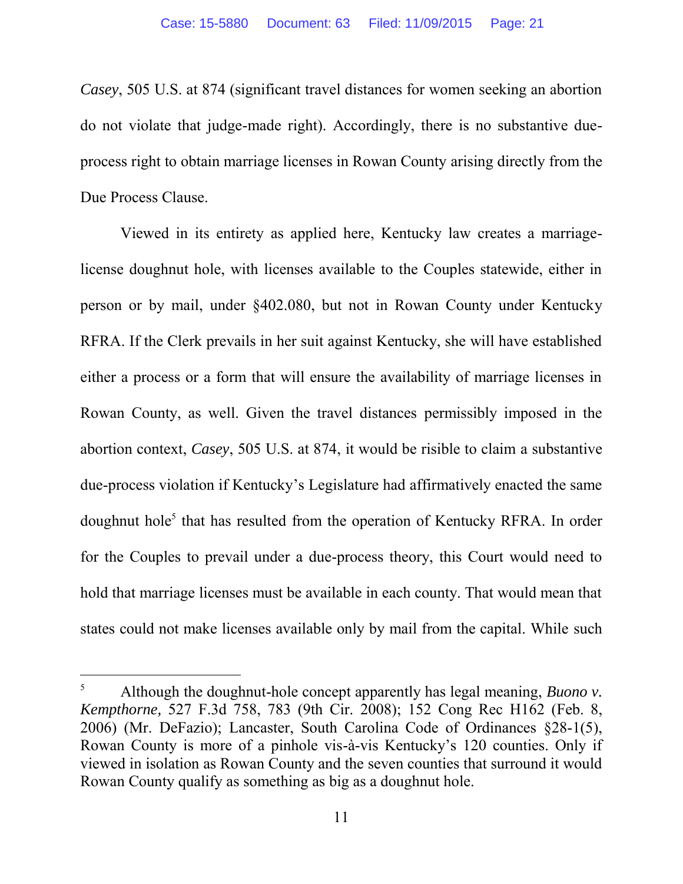*Casey*, 505 U.S. at 874 (significant travel distances for women seeking an abortion do not violate that judge-made right). Accordingly, there is no substantive due-process right to obtain marriage licenses in Rowan County arising directly from the Due Process Clause.

Viewed in its entirety as applied here, Kentucky law creates a marriage-license doughnut hole, with licenses available to the Couples statewide, either in person or by mail, under §402.080, but not in Rowan County under Kentucky RFRA. If the Clerk prevails in her suit against Kentucky, she will have established either a process or a form that will ensure the availability of marriage licenses in Rowan County, as well. Given the travel distances permissibly imposed in the abortion context, *Casey*, 505 U.S. at 874, it would be risible to claim a substantive due-process violation if Kentucky's Legislature had affirmatively enacted the same doughnut hole[5] that has resulted from the operation of Kentucky RFRA. In order for the Couples to prevail under a due-process theory, this Court would need to hold that marriage licenses must be available in each county. That would mean that states could not make licenses available only by mail from the capital. While such

---

[5] Although the doughnut-hole concept apparently has legal meaning, *Buono v. Kempthorne,* 527 F.3d 758, 783 (9th Cir. 2008); 152 Cong Rec H162 (Feb. 8, 2006) (Mr. DeFazio); Lancaster, South Carolina Code of Ordinances §28-1(5), Rowan County is more of a pinhole vis-à-vis Kentucky's 120 counties. Only if viewed in isolation as Rowan County and the seven counties that surround it would Rowan County qualify as something as big as a doughnut hole.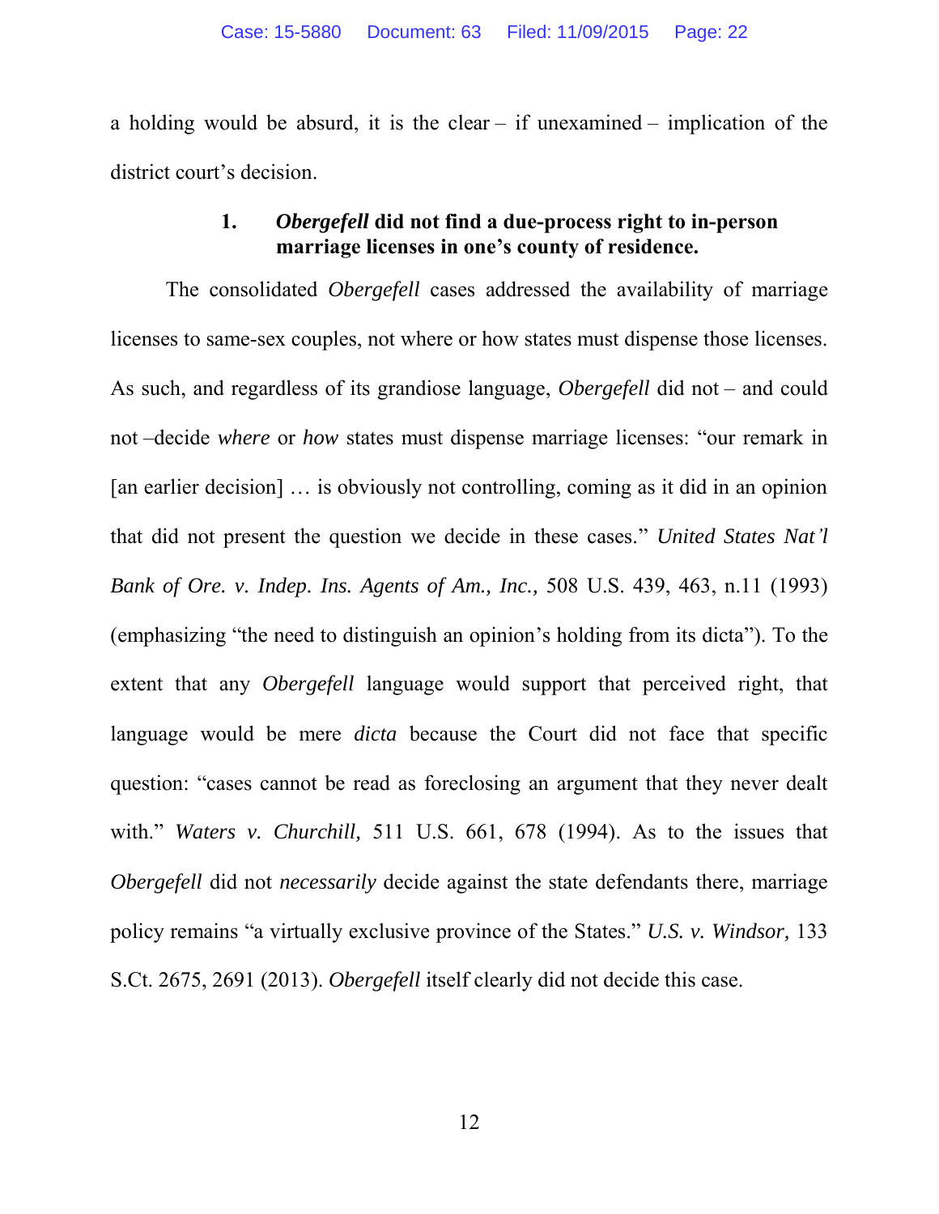a holding would be absurd, it is the clear – if unexamined – implication of the district court's decision.

### 1. *Obergefell* did not find a due-process right to in-person marriage licenses in one's county of residence.

The consolidated *Obergefell* cases addressed the availability of marriage licenses to same-sex couples, not where or how states must dispense those licenses. As such, and regardless of its grandiose language, *Obergefell* did not – and could not –decide *where* or *how* states must dispense marriage licenses: "our remark in [an earlier decision] … is obviously not controlling, coming as it did in an opinion that did not present the question we decide in these cases." *United States Nat'l Bank of Ore. v. Indep. Ins. Agents of Am., Inc.,* 508 U.S. 439, 463, n.11 (1993) (emphasizing "the need to distinguish an opinion's holding from its dicta"). To the extent that any *Obergefell* language would support that perceived right, that language would be mere *dicta* because the Court did not face that specific question: "cases cannot be read as foreclosing an argument that they never dealt with." *Waters v. Churchill,* 511 U.S. 661, 678 (1994). As to the issues that *Obergefell* did not *necessarily* decide against the state defendants there, marriage policy remains "a virtually exclusive province of the States." *U.S. v. Windsor,* 133 S.Ct. 2675, 2691 (2013). *Obergefell* itself clearly did not decide this case.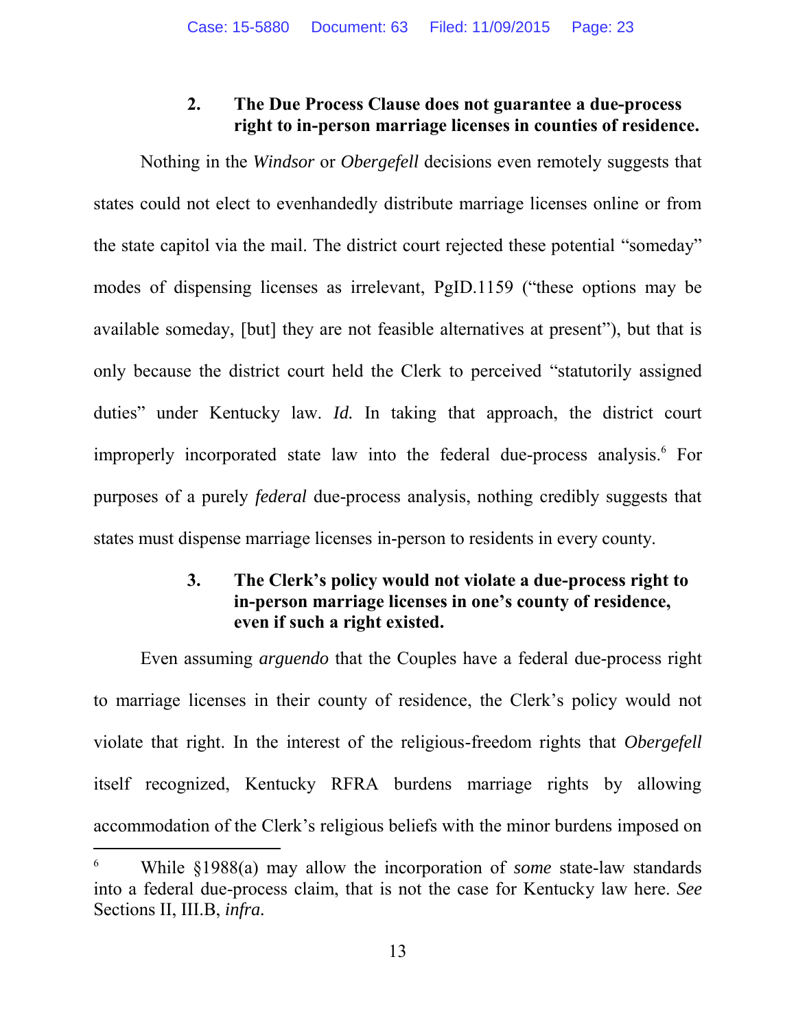### 2. The Due Process Clause does not guarantee a due-process right to in-person marriage licenses in counties of residence.

Nothing in the *Windsor* or *Obergefell* decisions even remotely suggests that states could not elect to evenhandedly distribute marriage licenses online or from the state capitol via the mail. The district court rejected these potential "someday" modes of dispensing licenses as irrelevant, PgID.1159 ("these options may be available someday, [but] they are not feasible alternatives at present"), but that is only because the district court held the Clerk to perceived "statutorily assigned duties" under Kentucky law. *Id.* In taking that approach, the district court improperly incorporated state law into the federal due-process analysis.[6] For purposes of a purely *federal* due-process analysis, nothing credibly suggests that states must dispense marriage licenses in-person to residents in every county.

### 3. The Clerk's policy would not violate a due-process right to in-person marriage licenses in one's county of residence, even if such a right existed.

Even assuming *arguendo* that the Couples have a federal due-process right to marriage licenses in their county of residence, the Clerk's policy would not violate that right. In the interest of the religious-freedom rights that *Obergefell* itself recognized, Kentucky RFRA burdens marriage rights by allowing accommodation of the Clerk's religious beliefs with the minor burdens imposed on

---

[6] While §1988(a) may allow the incorporation of *some* state-law standards into a federal due-process claim, that is not the case for Kentucky law here. *See* Sections II, III.B, *infra*.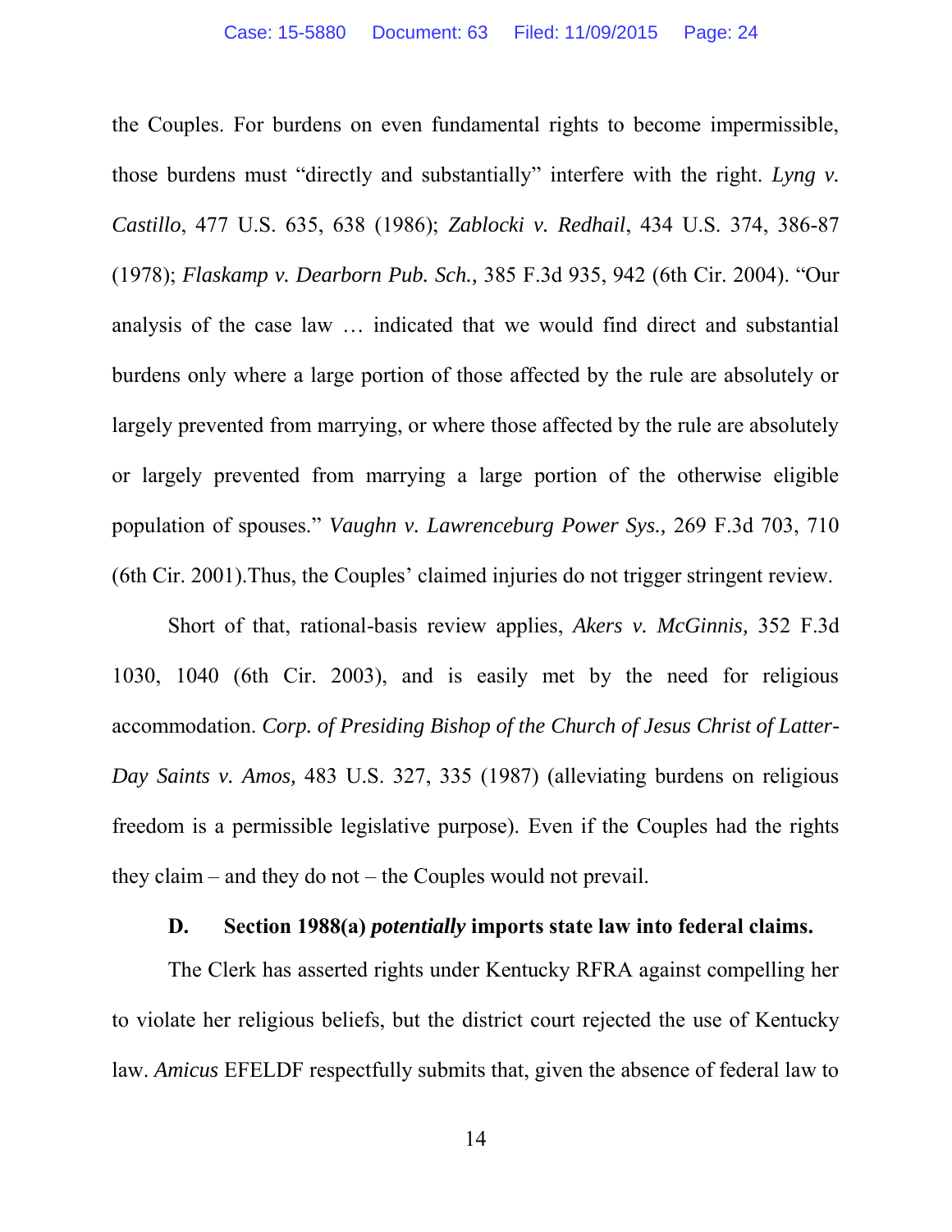the Couples. For burdens on even fundamental rights to become impermissible, those burdens must "directly and substantially" interfere with the right. *Lyng v. Castillo*, 477 U.S. 635, 638 (1986); *Zablocki v. Redhail*, 434 U.S. 374, 386-87 (1978); *Flaskamp v. Dearborn Pub. Sch.,* 385 F.3d 935, 942 (6th Cir. 2004). "Our analysis of the case law … indicated that we would find direct and substantial burdens only where a large portion of those affected by the rule are absolutely or largely prevented from marrying, or where those affected by the rule are absolutely or largely prevented from marrying a large portion of the otherwise eligible population of spouses." *Vaughn v. Lawrenceburg Power Sys.,* 269 F.3d 703, 710 (6th Cir. 2001).Thus, the Couples' claimed injuries do not trigger stringent review.

Short of that, rational-basis review applies, *Akers v. McGinnis,* 352 F.3d 1030, 1040 (6th Cir. 2003), and is easily met by the need for religious accommodation. *Corp. of Presiding Bishop of the Church of Jesus Christ of Latter-Day Saints v. Amos,* 483 U.S. 327, 335 (1987) (alleviating burdens on religious freedom is a permissible legislative purpose). Even if the Couples had the rights they claim – and they do not – the Couples would not prevail.

### D. Section 1988(a) *potentially* imports state law into federal claims.

The Clerk has asserted rights under Kentucky RFRA against compelling her to violate her religious beliefs, but the district court rejected the use of Kentucky law. *Amicus* EFELDF respectfully submits that, given the absence of federal law to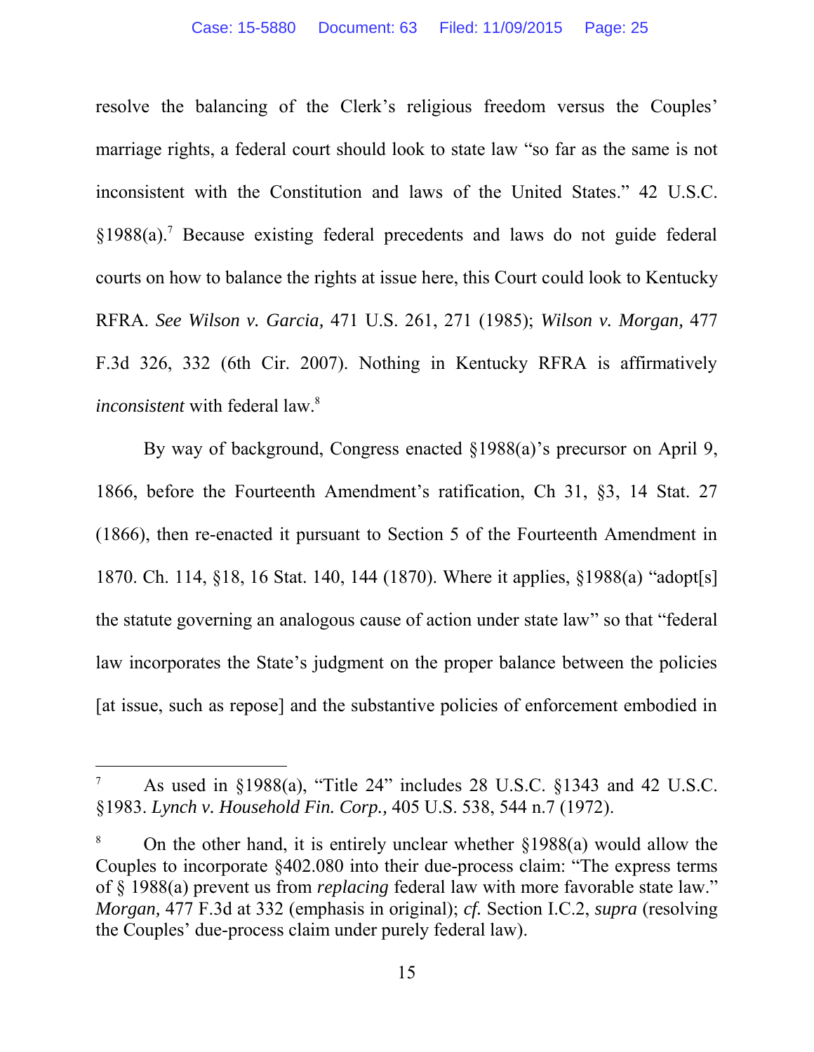resolve the balancing of the Clerk's religious freedom versus the Couples' marriage rights, a federal court should look to state law "so far as the same is not inconsistent with the Constitution and laws of the United States." 42 U.S.C. §1988(a).[7] Because existing federal precedents and laws do not guide federal courts on how to balance the rights at issue here, this Court could look to Kentucky RFRA. *See Wilson v. Garcia,* 471 U.S. 261, 271 (1985); *Wilson v. Morgan,* 477 F.3d 326, 332 (6th Cir. 2007). Nothing in Kentucky RFRA is affirmatively *inconsistent* with federal law.[8]

By way of background, Congress enacted §1988(a)'s precursor on April 9, 1866, before the Fourteenth Amendment's ratification, Ch 31, §3, 14 Stat. 27 (1866), then re-enacted it pursuant to Section 5 of the Fourteenth Amendment in 1870. Ch. 114, §18, 16 Stat. 140, 144 (1870). Where it applies, §1988(a) "adopt[s] the statute governing an analogous cause of action under state law" so that "federal law incorporates the State's judgment on the proper balance between the policies [at issue, such as repose] and the substantive policies of enforcement embodied in

---

[7] As used in §1988(a), "Title 24" includes 28 U.S.C. §1343 and 42 U.S.C. §1983. *Lynch v. Household Fin. Corp.,* 405 U.S. 538, 544 n.7 (1972).

[8] On the other hand, it is entirely unclear whether §1988(a) would allow the Couples to incorporate §402.080 into their due-process claim: "The express terms of § 1988(a) prevent us from *replacing* federal law with more favorable state law." *Morgan,* 477 F.3d at 332 (emphasis in original); *cf.* Section I.C.2, *supra* (resolving the Couples' due-process claim under purely federal law).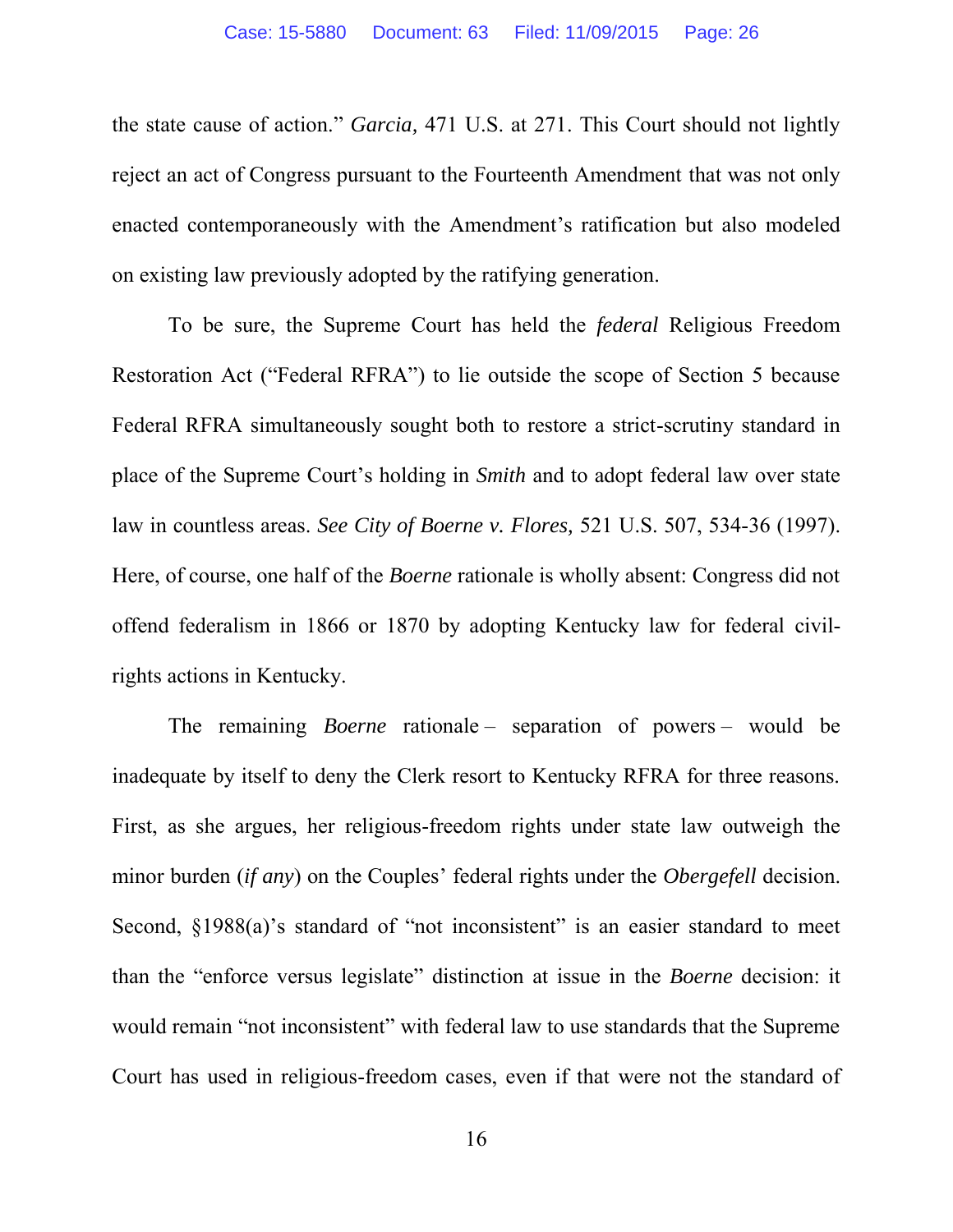the state cause of action." *Garcia,* 471 U.S. at 271. This Court should not lightly reject an act of Congress pursuant to the Fourteenth Amendment that was not only enacted contemporaneously with the Amendment's ratification but also modeled on existing law previously adopted by the ratifying generation.

To be sure, the Supreme Court has held the *federal* Religious Freedom Restoration Act ("Federal RFRA") to lie outside the scope of Section 5 because Federal RFRA simultaneously sought both to restore a strict-scrutiny standard in place of the Supreme Court's holding in *Smith* and to adopt federal law over state law in countless areas. *See City of Boerne v. Flores,* 521 U.S. 507, 534-36 (1997). Here, of course, one half of the *Boerne* rationale is wholly absent: Congress did not offend federalism in 1866 or 1870 by adopting Kentucky law for federal civil-rights actions in Kentucky.

The remaining *Boerne* rationale – separation of powers – would be inadequate by itself to deny the Clerk resort to Kentucky RFRA for three reasons. First, as she argues, her religious-freedom rights under state law outweigh the minor burden (*if any*) on the Couples' federal rights under the *Obergefell* decision. Second, §1988(a)'s standard of "not inconsistent" is an easier standard to meet than the "enforce versus legislate" distinction at issue in the *Boerne* decision: it would remain "not inconsistent" with federal law to use standards that the Supreme Court has used in religious-freedom cases, even if that were not the standard of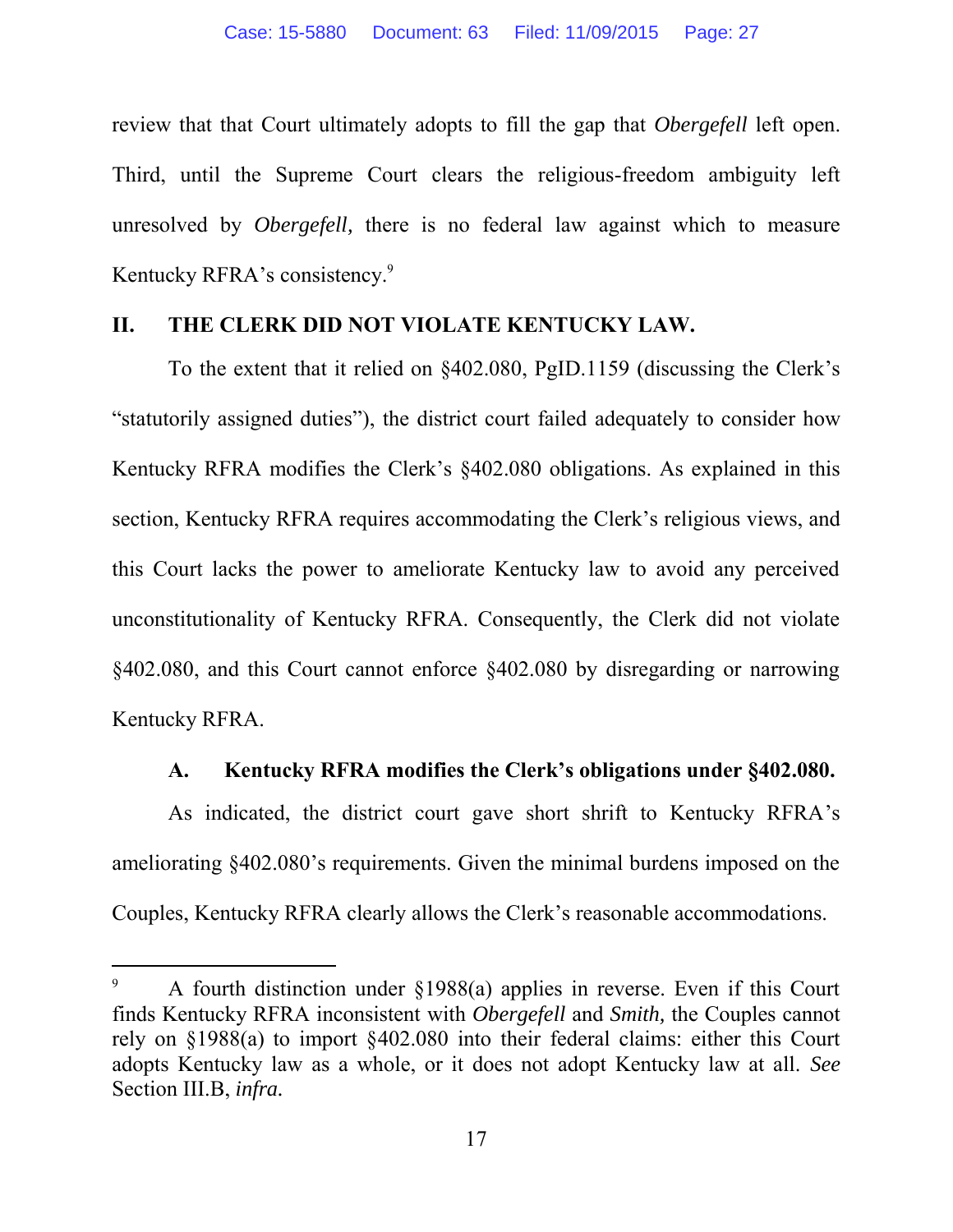review that that Court ultimately adopts to fill the gap that *Obergefell* left open. Third, until the Supreme Court clears the religious-freedom ambiguity left unresolved by *Obergefell,* there is no federal law against which to measure Kentucky RFRA's consistency.[9]

## II. THE CLERK DID NOT VIOLATE KENTUCKY LAW.

To the extent that it relied on §402.080, PgID.1159 (discussing the Clerk's "statutorily assigned duties"), the district court failed adequately to consider how Kentucky RFRA modifies the Clerk's §402.080 obligations. As explained in this section, Kentucky RFRA requires accommodating the Clerk's religious views, and this Court lacks the power to ameliorate Kentucky law to avoid any perceived unconstitutionality of Kentucky RFRA. Consequently, the Clerk did not violate §402.080, and this Court cannot enforce §402.080 by disregarding or narrowing Kentucky RFRA.

### A. Kentucky RFRA modifies the Clerk's obligations under §402.080.

As indicated, the district court gave short shrift to Kentucky RFRA's ameliorating §402.080's requirements. Given the minimal burdens imposed on the Couples, Kentucky RFRA clearly allows the Clerk's reasonable accommodations.

---

[9] A fourth distinction under §1988(a) applies in reverse. Even if this Court finds Kentucky RFRA inconsistent with *Obergefell* and *Smith,* the Couples cannot rely on §1988(a) to import §402.080 into their federal claims: either this Court adopts Kentucky law as a whole, or it does not adopt Kentucky law at all. *See* Section III.B, *infra.*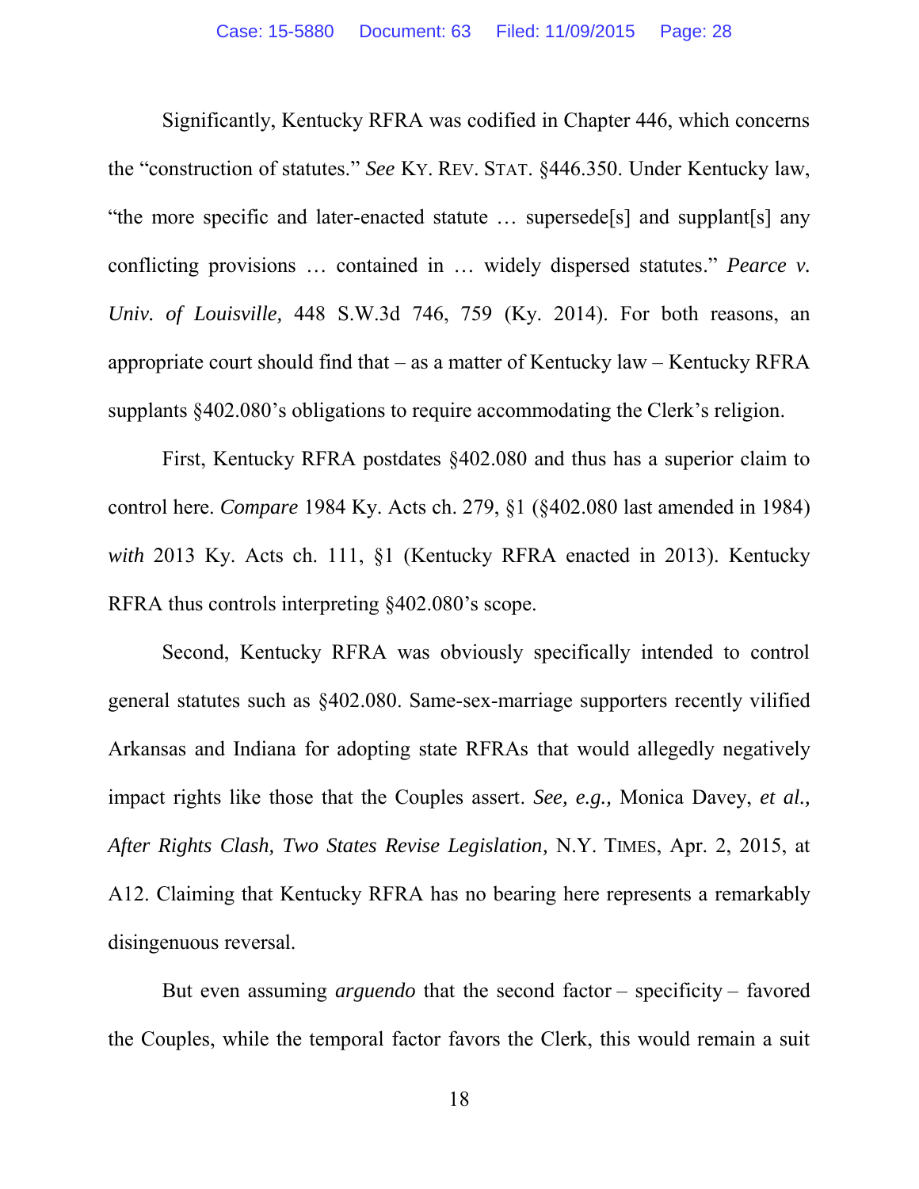Significantly, Kentucky RFRA was codified in Chapter 446, which concerns the "construction of statutes." *See* KY. REV. STAT. §446.350. Under Kentucky law, "the more specific and later-enacted statute … supersede[s] and supplant[s] any conflicting provisions … contained in … widely dispersed statutes." *Pearce v. Univ. of Louisville,* 448 S.W.3d 746, 759 (Ky. 2014). For both reasons, an appropriate court should find that – as a matter of Kentucky law – Kentucky RFRA supplants §402.080's obligations to require accommodating the Clerk's religion.

First, Kentucky RFRA postdates §402.080 and thus has a superior claim to control here. *Compare* 1984 Ky. Acts ch. 279, §1 (§402.080 last amended in 1984) *with* 2013 Ky. Acts ch. 111, §1 (Kentucky RFRA enacted in 2013). Kentucky RFRA thus controls interpreting §402.080's scope.

Second, Kentucky RFRA was obviously specifically intended to control general statutes such as §402.080. Same-sex-marriage supporters recently vilified Arkansas and Indiana for adopting state RFRAs that would allegedly negatively impact rights like those that the Couples assert. *See, e.g.,* Monica Davey, *et al., After Rights Clash, Two States Revise Legislation,* N.Y. TIMES, Apr. 2, 2015, at A12. Claiming that Kentucky RFRA has no bearing here represents a remarkably disingenuous reversal.

But even assuming *arguendo* that the second factor – specificity – favored the Couples, while the temporal factor favors the Clerk, this would remain a suit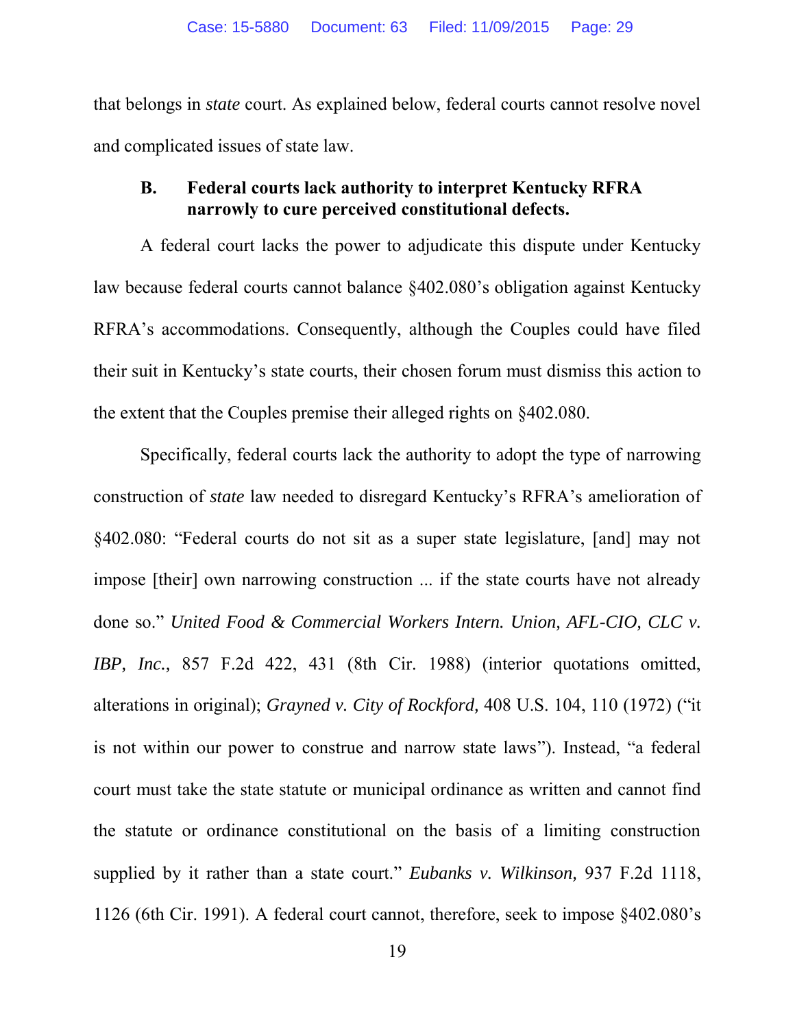that belongs in *state* court. As explained below, federal courts cannot resolve novel and complicated issues of state law.

### B. Federal courts lack authority to interpret Kentucky RFRA narrowly to cure perceived constitutional defects.

A federal court lacks the power to adjudicate this dispute under Kentucky law because federal courts cannot balance §402.080's obligation against Kentucky RFRA's accommodations. Consequently, although the Couples could have filed their suit in Kentucky's state courts, their chosen forum must dismiss this action to the extent that the Couples premise their alleged rights on §402.080.

Specifically, federal courts lack the authority to adopt the type of narrowing construction of *state* law needed to disregard Kentucky's RFRA's amelioration of §402.080: "Federal courts do not sit as a super state legislature, [and] may not impose [their] own narrowing construction ... if the state courts have not already done so." *United Food & Commercial Workers Intern. Union, AFL-CIO, CLC v. IBP, Inc.,* 857 F.2d 422, 431 (8th Cir. 1988) (interior quotations omitted, alterations in original); *Grayned v. City of Rockford,* 408 U.S. 104, 110 (1972) ("it is not within our power to construe and narrow state laws"). Instead, "a federal court must take the state statute or municipal ordinance as written and cannot find the statute or ordinance constitutional on the basis of a limiting construction supplied by it rather than a state court." *Eubanks v. Wilkinson,* 937 F.2d 1118, 1126 (6th Cir. 1991). A federal court cannot, therefore, seek to impose §402.080's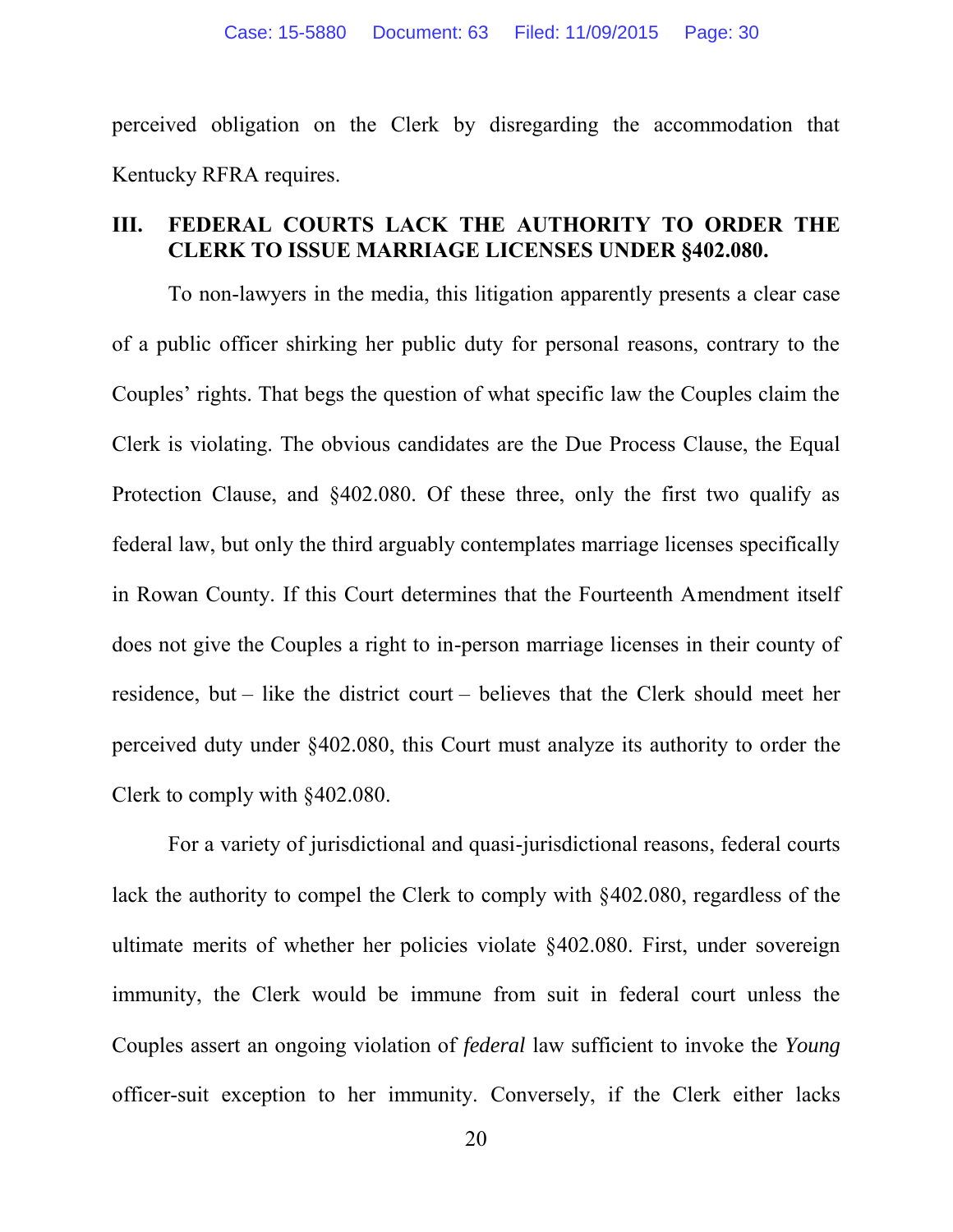perceived obligation on the Clerk by disregarding the accommodation that Kentucky RFRA requires.

## III. FEDERAL COURTS LACK THE AUTHORITY TO ORDER THE CLERK TO ISSUE MARRIAGE LICENSES UNDER §402.080.

To non-lawyers in the media, this litigation apparently presents a clear case of a public officer shirking her public duty for personal reasons, contrary to the Couples' rights. That begs the question of what specific law the Couples claim the Clerk is violating. The obvious candidates are the Due Process Clause, the Equal Protection Clause, and §402.080. Of these three, only the first two qualify as federal law, but only the third arguably contemplates marriage licenses specifically in Rowan County. If this Court determines that the Fourteenth Amendment itself does not give the Couples a right to in-person marriage licenses in their county of residence, but – like the district court – believes that the Clerk should meet her perceived duty under §402.080, this Court must analyze its authority to order the Clerk to comply with §402.080.

For a variety of jurisdictional and quasi-jurisdictional reasons, federal courts lack the authority to compel the Clerk to comply with §402.080, regardless of the ultimate merits of whether her policies violate §402.080. First, under sovereign immunity, the Clerk would be immune from suit in federal court unless the Couples assert an ongoing violation of *federal* law sufficient to invoke the *Young* officer-suit exception to her immunity. Conversely, if the Clerk either lacks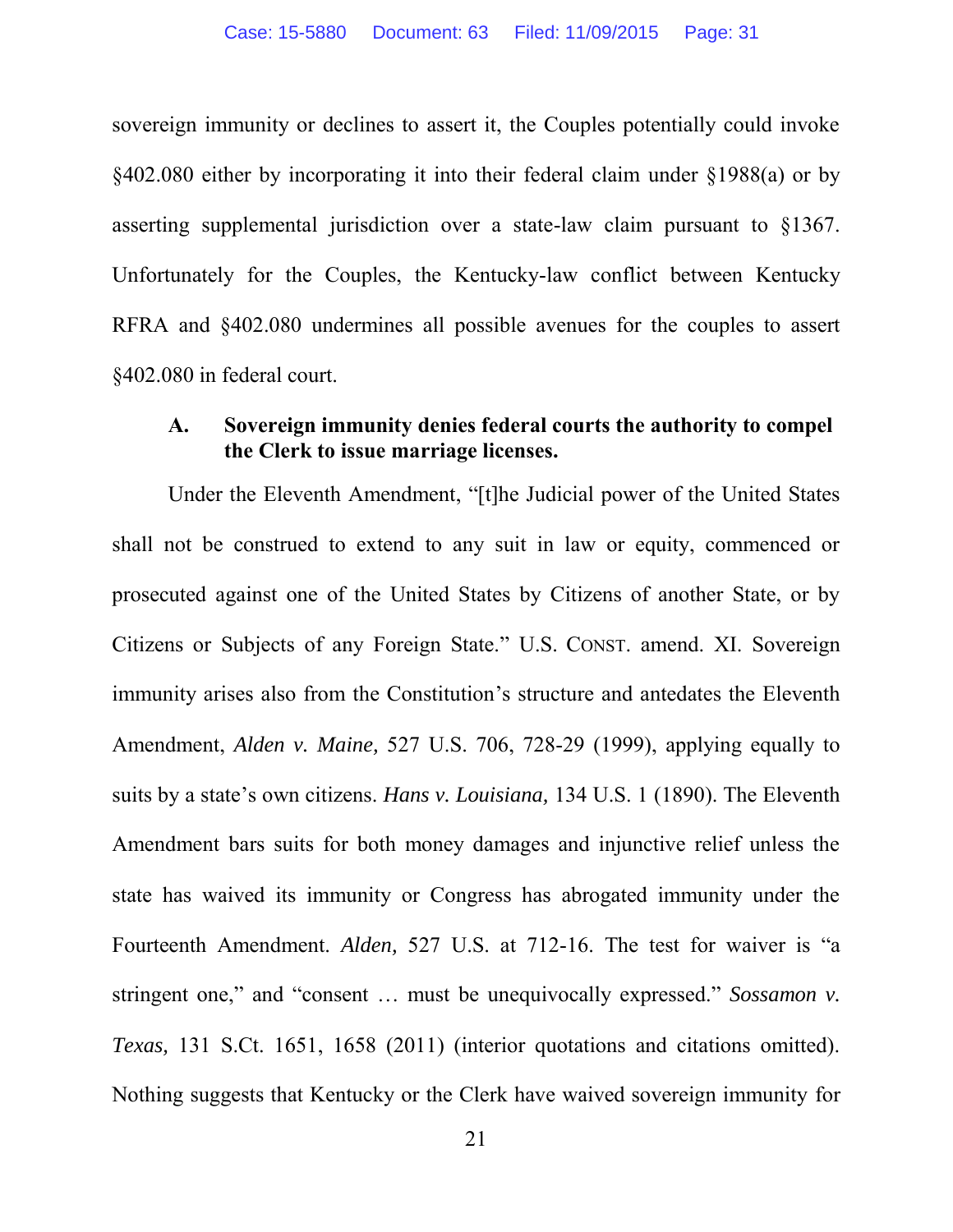sovereign immunity or declines to assert it, the Couples potentially could invoke §402.080 either by incorporating it into their federal claim under §1988(a) or by asserting supplemental jurisdiction over a state-law claim pursuant to §1367. Unfortunately for the Couples, the Kentucky-law conflict between Kentucky RFRA and §402.080 undermines all possible avenues for the couples to assert §402.080 in federal court.

### A. Sovereign immunity denies federal courts the authority to compel the Clerk to issue marriage licenses.

Under the Eleventh Amendment, "[t]he Judicial power of the United States shall not be construed to extend to any suit in law or equity, commenced or prosecuted against one of the United States by Citizens of another State, or by Citizens or Subjects of any Foreign State." U.S. CONST. amend. XI. Sovereign immunity arises also from the Constitution's structure and antedates the Eleventh Amendment, *Alden v. Maine,* 527 U.S. 706, 728-29 (1999), applying equally to suits by a state's own citizens. *Hans v. Louisiana,* 134 U.S. 1 (1890). The Eleventh Amendment bars suits for both money damages and injunctive relief unless the state has waived its immunity or Congress has abrogated immunity under the Fourteenth Amendment. *Alden,* 527 U.S. at 712-16. The test for waiver is "a stringent one," and "consent … must be unequivocally expressed." *Sossamon v. Texas,* 131 S.Ct. 1651, 1658 (2011) (interior quotations and citations omitted). Nothing suggests that Kentucky or the Clerk have waived sovereign immunity for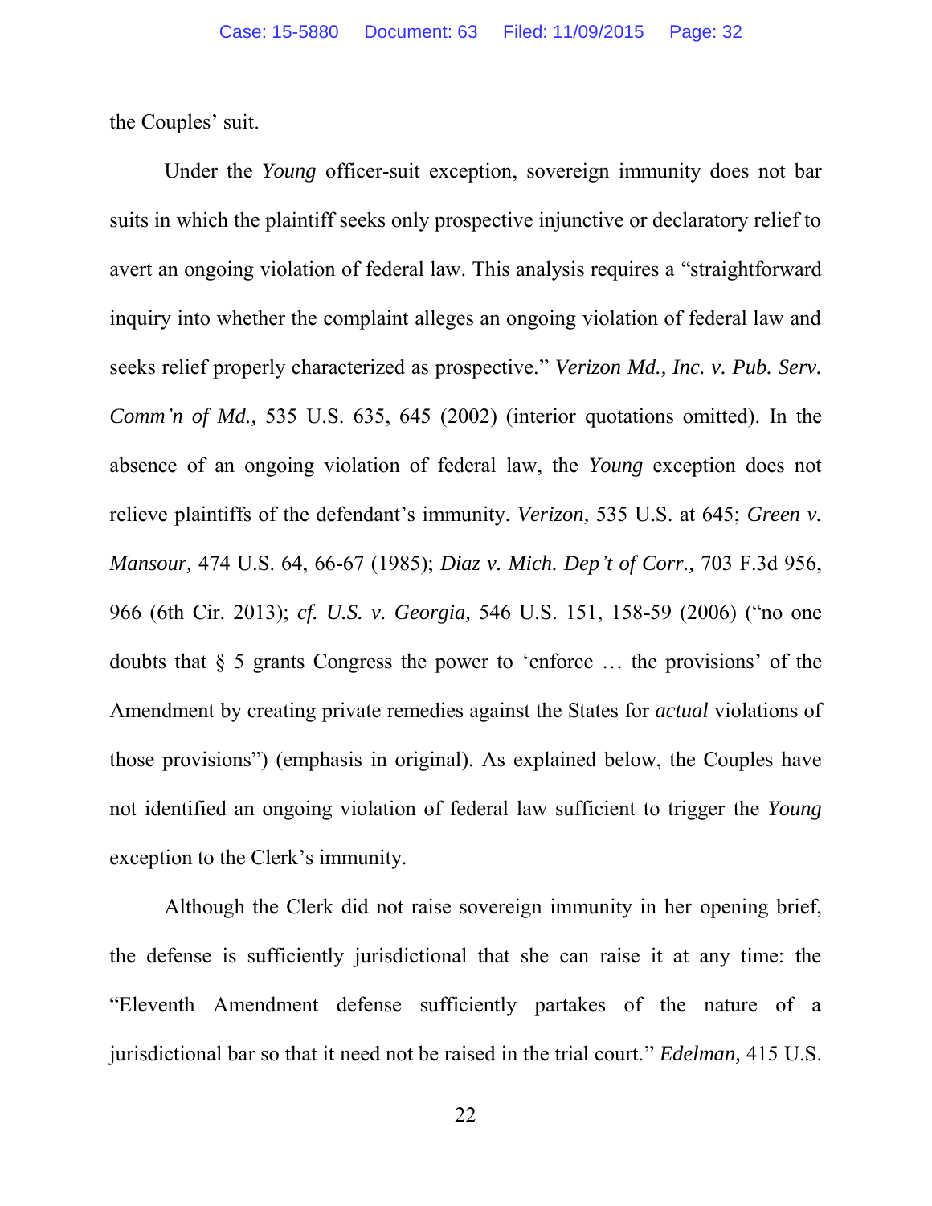the Couples' suit.

Under the *Young* officer-suit exception, sovereign immunity does not bar suits in which the plaintiff seeks only prospective injunctive or declaratory relief to avert an ongoing violation of federal law. This analysis requires a "straightforward inquiry into whether the complaint alleges an ongoing violation of federal law and seeks relief properly characterized as prospective." *Verizon Md., Inc. v. Pub. Serv. Comm'n of Md.,* 535 U.S. 635, 645 (2002) (interior quotations omitted). In the absence of an ongoing violation of federal law, the *Young* exception does not relieve plaintiffs of the defendant's immunity. *Verizon,* 535 U.S. at 645; *Green v. Mansour,* 474 U.S. 64, 66-67 (1985); *Diaz v. Mich. Dep't of Corr.,* 703 F.3d 956, 966 (6th Cir. 2013); *cf. U.S. v. Georgia,* 546 U.S. 151, 158-59 (2006) ("no one doubts that § 5 grants Congress the power to 'enforce … the provisions' of the Amendment by creating private remedies against the States for *actual* violations of those provisions") (emphasis in original). As explained below, the Couples have not identified an ongoing violation of federal law sufficient to trigger the *Young* exception to the Clerk's immunity.

Although the Clerk did not raise sovereign immunity in her opening brief, the defense is sufficiently jurisdictional that she can raise it at any time: the "Eleventh Amendment defense sufficiently partakes of the nature of a jurisdictional bar so that it need not be raised in the trial court." *Edelman,* 415 U.S.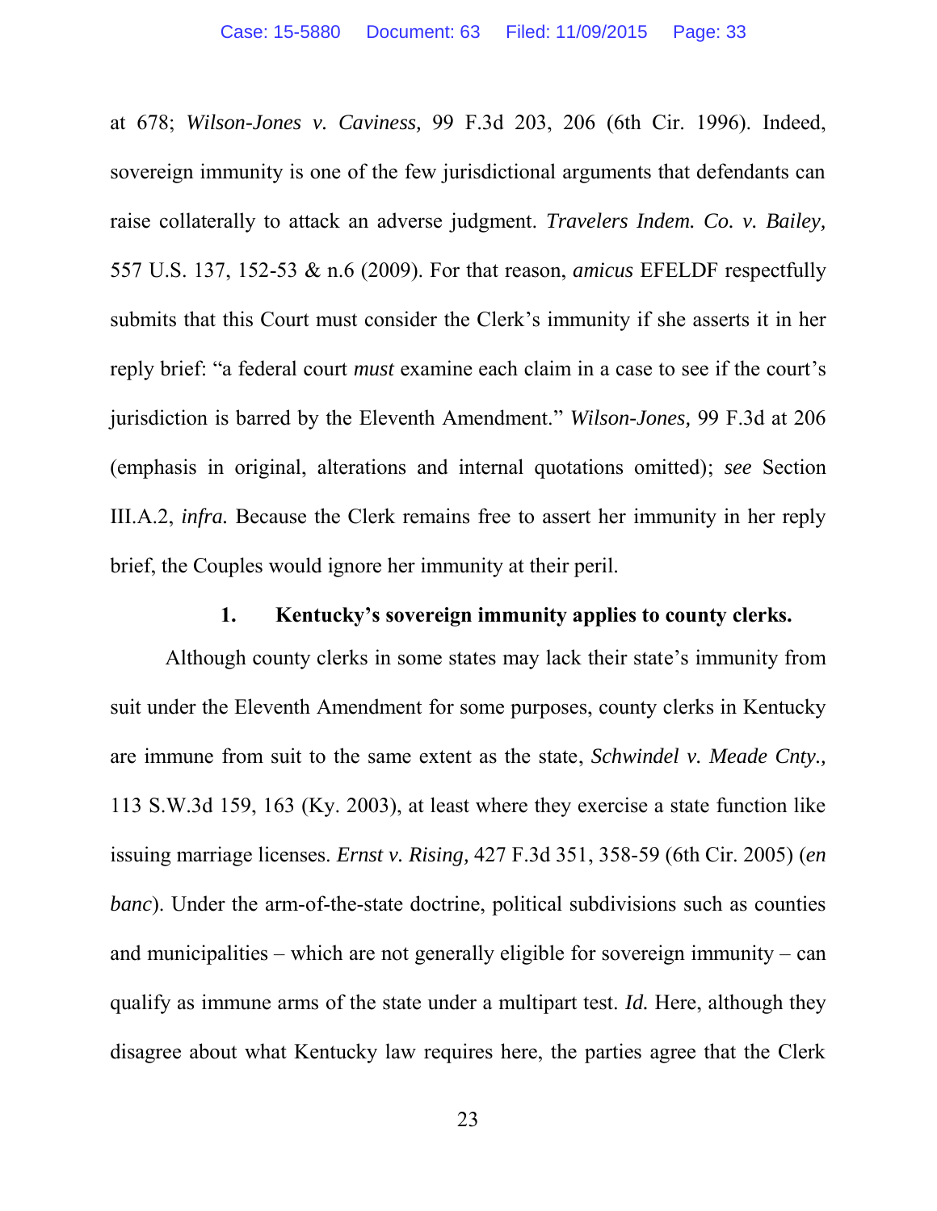at 678; *Wilson-Jones v. Caviness,* 99 F.3d 203, 206 (6th Cir. 1996). Indeed, sovereign immunity is one of the few jurisdictional arguments that defendants can raise collaterally to attack an adverse judgment. *Travelers Indem. Co. v. Bailey,* 557 U.S. 137, 152-53 & n.6 (2009). For that reason, *amicus* EFELDF respectfully submits that this Court must consider the Clerk's immunity if she asserts it in her reply brief: "a federal court *must* examine each claim in a case to see if the court's jurisdiction is barred by the Eleventh Amendment." *Wilson-Jones,* 99 F.3d at 206 (emphasis in original, alterations and internal quotations omitted); *see* Section III.A.2, *infra.* Because the Clerk remains free to assert her immunity in her reply brief, the Couples would ignore her immunity at their peril.

### 1. Kentucky's sovereign immunity applies to county clerks.

Although county clerks in some states may lack their state's immunity from suit under the Eleventh Amendment for some purposes, county clerks in Kentucky are immune from suit to the same extent as the state, *Schwindel v. Meade Cnty.,* 113 S.W.3d 159, 163 (Ky. 2003), at least where they exercise a state function like issuing marriage licenses. *Ernst v. Rising,* 427 F.3d 351, 358-59 (6th Cir. 2005) (*en banc*). Under the arm-of-the-state doctrine, political subdivisions such as counties and municipalities – which are not generally eligible for sovereign immunity – can qualify as immune arms of the state under a multipart test. *Id.* Here, although they disagree about what Kentucky law requires here, the parties agree that the Clerk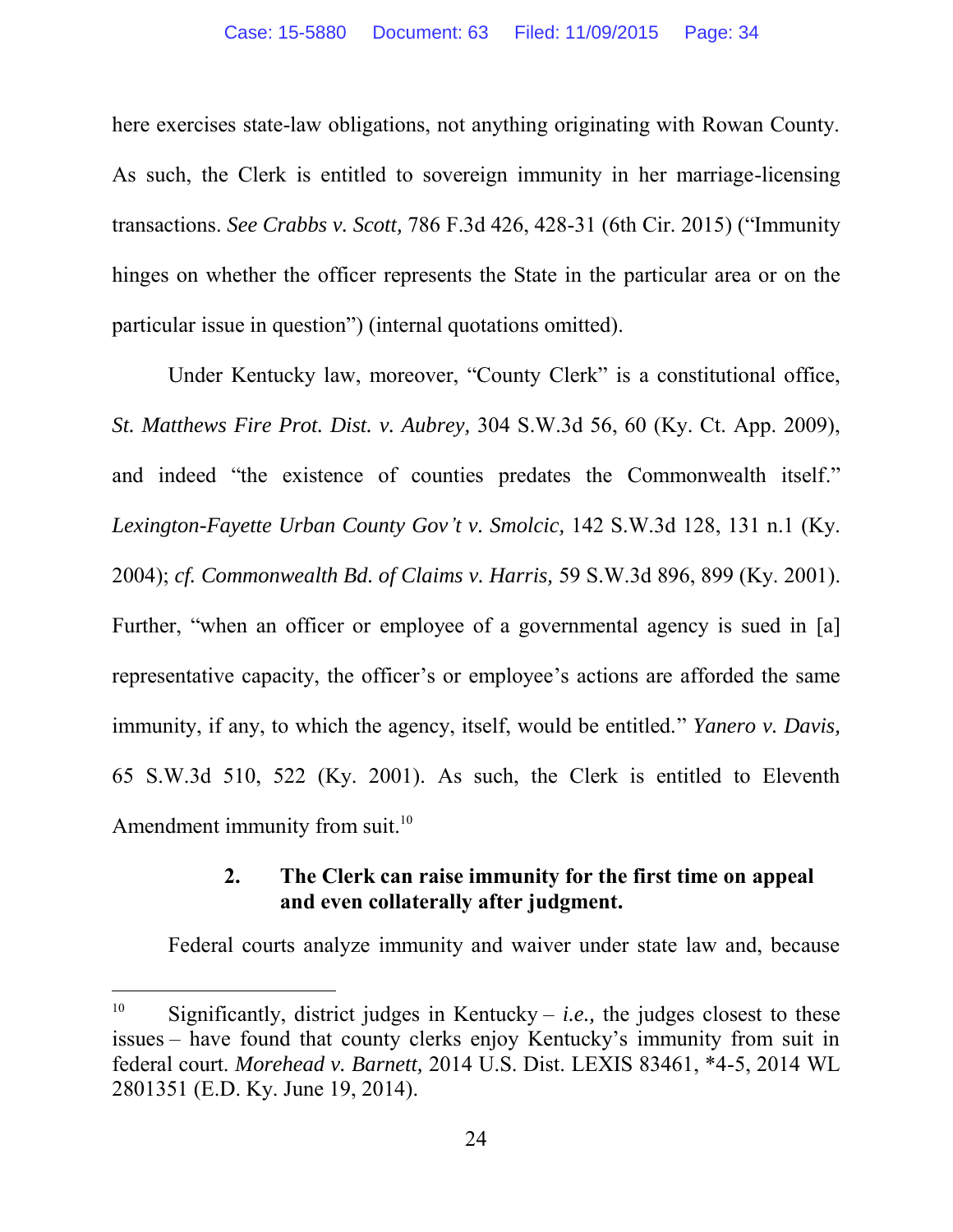here exercises state-law obligations, not anything originating with Rowan County. As such, the Clerk is entitled to sovereign immunity in her marriage-licensing transactions. *See Crabbs v. Scott,* 786 F.3d 426, 428-31 (6th Cir. 2015) ("Immunity hinges on whether the officer represents the State in the particular area or on the particular issue in question") (internal quotations omitted).

Under Kentucky law, moreover, "County Clerk" is a constitutional office, *St. Matthews Fire Prot. Dist. v. Aubrey,* 304 S.W.3d 56, 60 (Ky. Ct. App. 2009), and indeed "the existence of counties predates the Commonwealth itself." *Lexington-Fayette Urban County Gov't v. Smolcic,* 142 S.W.3d 128, 131 n.1 (Ky. 2004); *cf. Commonwealth Bd. of Claims v. Harris,* 59 S.W.3d 896, 899 (Ky. 2001). Further, "when an officer or employee of a governmental agency is sued in [a] representative capacity, the officer's or employee's actions are afforded the same immunity, if any, to which the agency, itself, would be entitled." *Yanero v. Davis,* 65 S.W.3d 510, 522 (Ky. 2001). As such, the Clerk is entitled to Eleventh Amendment immunity from suit.[10]

### 2. The Clerk can raise immunity for the first time on appeal and even collaterally after judgment.

Federal courts analyze immunity and waiver under state law and, because

---

[10] Significantly, district judges in Kentucky – *i.e.,* the judges closest to these issues – have found that county clerks enjoy Kentucky's immunity from suit in federal court. *Morehead v. Barnett,* 2014 U.S. Dist. LEXIS 83461, \*4-5, 2014 WL 2801351 (E.D. Ky. June 19, 2014).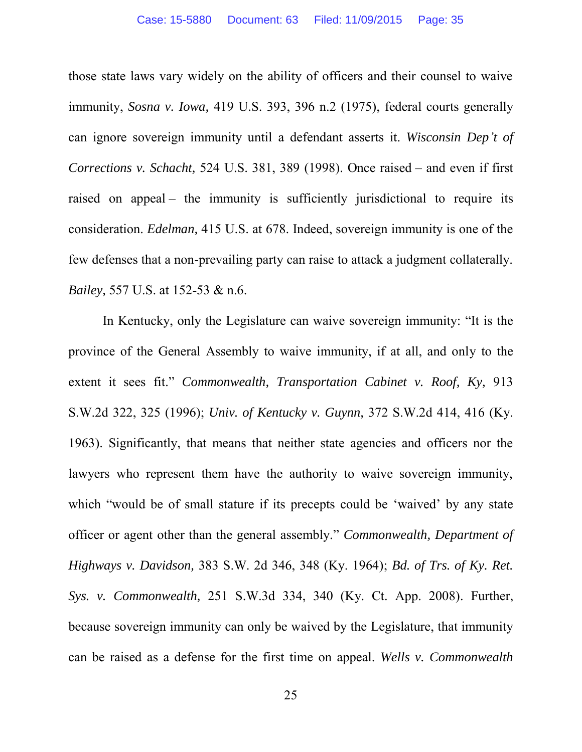those state laws vary widely on the ability of officers and their counsel to waive immunity, *Sosna v. Iowa,* 419 U.S. 393, 396 n.2 (1975), federal courts generally can ignore sovereign immunity until a defendant asserts it. *Wisconsin Dep't of Corrections v. Schacht,* 524 U.S. 381, 389 (1998). Once raised – and even if first raised on appeal – the immunity is sufficiently jurisdictional to require its consideration. *Edelman,* 415 U.S. at 678. Indeed, sovereign immunity is one of the few defenses that a non-prevailing party can raise to attack a judgment collaterally. *Bailey,* 557 U.S. at 152-53 & n.6.

In Kentucky, only the Legislature can waive sovereign immunity: "It is the province of the General Assembly to waive immunity, if at all, and only to the extent it sees fit." *Commonwealth, Transportation Cabinet v. Roof, Ky,* 913 S.W.2d 322, 325 (1996); *Univ. of Kentucky v. Guynn,* 372 S.W.2d 414, 416 (Ky. 1963). Significantly, that means that neither state agencies and officers nor the lawyers who represent them have the authority to waive sovereign immunity, which "would be of small stature if its precepts could be 'waived' by any state officer or agent other than the general assembly." *Commonwealth, Department of Highways v. Davidson,* 383 S.W. 2d 346, 348 (Ky. 1964); *Bd. of Trs. of Ky. Ret. Sys. v. Commonwealth,* 251 S.W.3d 334, 340 (Ky. Ct. App. 2008). Further, because sovereign immunity can only be waived by the Legislature, that immunity can be raised as a defense for the first time on appeal. *Wells v. Commonwealth*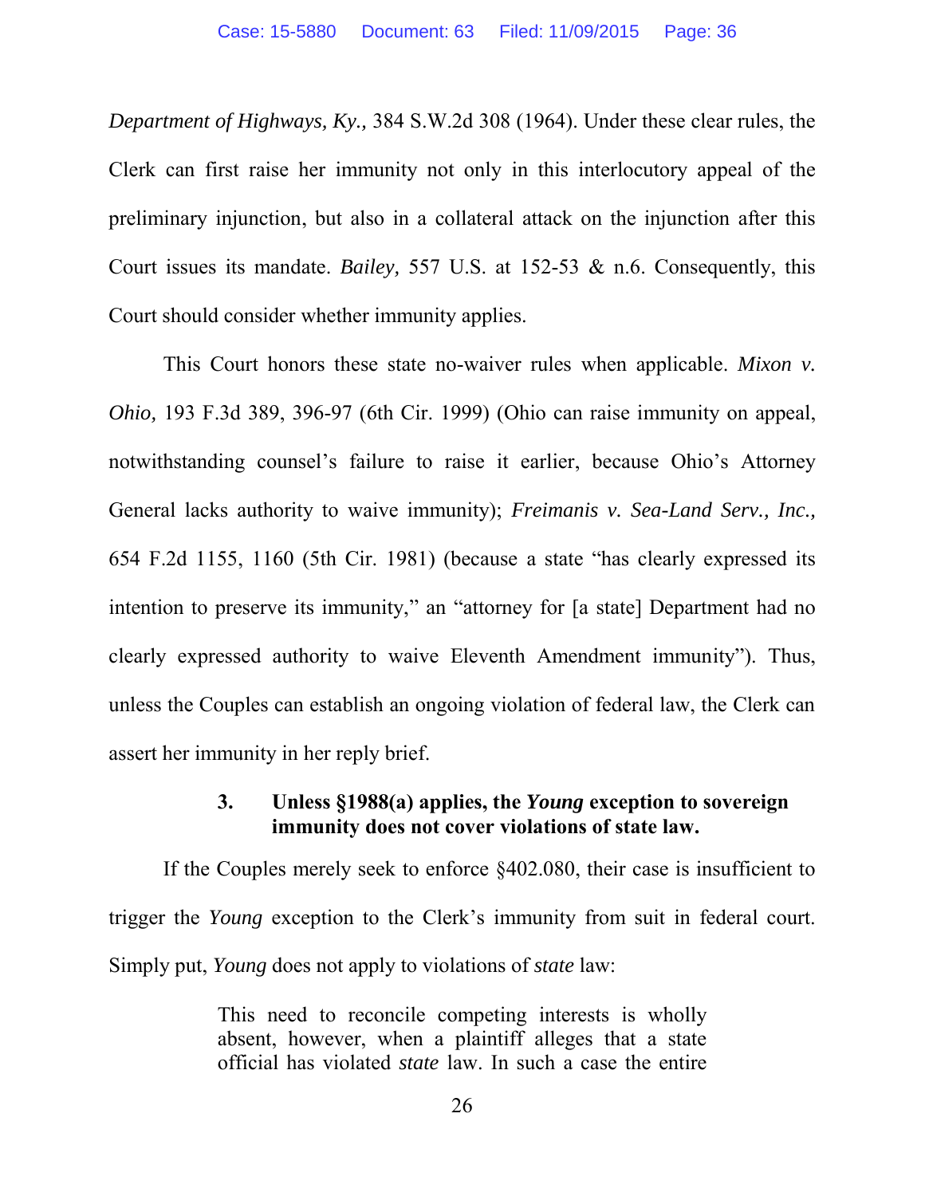*Department of Highways, Ky.,* 384 S.W.2d 308 (1964). Under these clear rules, the Clerk can first raise her immunity not only in this interlocutory appeal of the preliminary injunction, but also in a collateral attack on the injunction after this Court issues its mandate. *Bailey,* 557 U.S. at 152-53 & n.6. Consequently, this Court should consider whether immunity applies.

This Court honors these state no-waiver rules when applicable. *Mixon v. Ohio,* 193 F.3d 389, 396-97 (6th Cir. 1999) (Ohio can raise immunity on appeal, notwithstanding counsel's failure to raise it earlier, because Ohio's Attorney General lacks authority to waive immunity); *Freimanis v. Sea-Land Serv., Inc.,* 654 F.2d 1155, 1160 (5th Cir. 1981) (because a state "has clearly expressed its intention to preserve its immunity," an "attorney for [a state] Department had no clearly expressed authority to waive Eleventh Amendment immunity"). Thus, unless the Couples can establish an ongoing violation of federal law, the Clerk can assert her immunity in her reply brief.

### 3. Unless §1988(a) applies, the *Young* exception to sovereign immunity does not cover violations of state law.

If the Couples merely seek to enforce §402.080, their case is insufficient to trigger the *Young* exception to the Clerk's immunity from suit in federal court. Simply put, *Young* does not apply to violations of *state* law:

> This need to reconcile competing interests is wholly absent, however, when a plaintiff alleges that a state official has violated *state* law. In such a case the entire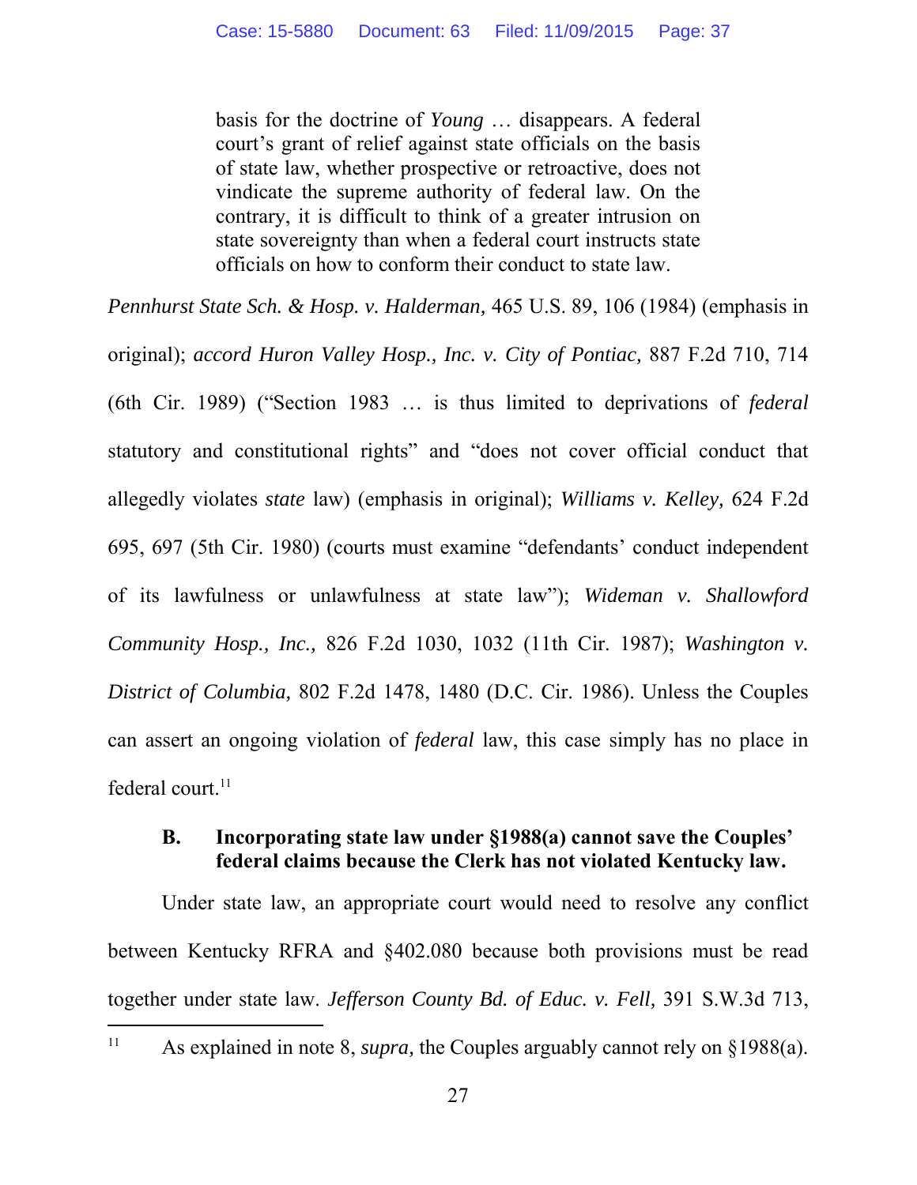> basis for the doctrine of *Young* … disappears. A federal court's grant of relief against state officials on the basis of state law, whether prospective or retroactive, does not vindicate the supreme authority of federal law. On the contrary, it is difficult to think of a greater intrusion on state sovereignty than when a federal court instructs state officials on how to conform their conduct to state law.

*Pennhurst State Sch. & Hosp. v. Halderman,* 465 U.S. 89, 106 (1984) (emphasis in original); *accord Huron Valley Hosp., Inc. v. City of Pontiac,* 887 F.2d 710, 714 (6th Cir. 1989) ("Section 1983 … is thus limited to deprivations of *federal* statutory and constitutional rights" and "does not cover official conduct that allegedly violates *state* law) (emphasis in original); *Williams v. Kelley,* 624 F.2d 695, 697 (5th Cir. 1980) (courts must examine "defendants' conduct independent of its lawfulness or unlawfulness at state law"); *Wideman v. Shallowford Community Hosp., Inc.,* 826 F.2d 1030, 1032 (11th Cir. 1987); *Washington v. District of Columbia,* 802 F.2d 1478, 1480 (D.C. Cir. 1986). Unless the Couples can assert an ongoing violation of *federal* law, this case simply has no place in federal court.[11]

### B. Incorporating state law under §1988(a) cannot save the Couples' federal claims because the Clerk has not violated Kentucky law.

Under state law, an appropriate court would need to resolve any conflict between Kentucky RFRA and §402.080 because both provisions must be read together under state law. *Jefferson County Bd. of Educ. v. Fell,* 391 S.W.3d 713,

---

[11] As explained in note 8, *supra,* the Couples arguably cannot rely on §1988(a).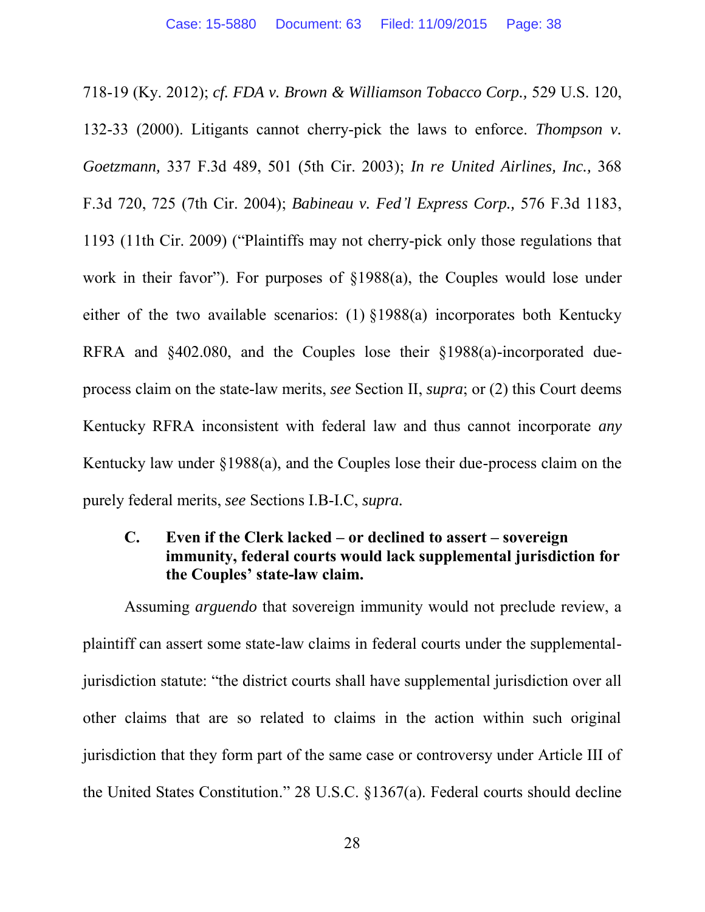718-19 (Ky. 2012); *cf. FDA v. Brown & Williamson Tobacco Corp.,* 529 U.S. 120, 132-33 (2000). Litigants cannot cherry-pick the laws to enforce. *Thompson v. Goetzmann,* 337 F.3d 489, 501 (5th Cir. 2003); *In re United Airlines, Inc.,* 368 F.3d 720, 725 (7th Cir. 2004); *Babineau v. Fed'l Express Corp.,* 576 F.3d 1183, 1193 (11th Cir. 2009) ("Plaintiffs may not cherry-pick only those regulations that work in their favor"). For purposes of §1988(a), the Couples would lose under either of the two available scenarios: (1) §1988(a) incorporates both Kentucky RFRA and §402.080, and the Couples lose their §1988(a)-incorporated due-process claim on the state-law merits, *see* Section II, *supra*; or (2) this Court deems Kentucky RFRA inconsistent with federal law and thus cannot incorporate *any* Kentucky law under §1988(a), and the Couples lose their due-process claim on the purely federal merits, *see* Sections I.B-I.C, *supra.*

### C. Even if the Clerk lacked – or declined to assert – sovereign immunity, federal courts would lack supplemental jurisdiction for the Couples' state-law claim.

Assuming *arguendo* that sovereign immunity would not preclude review, a plaintiff can assert some state-law claims in federal courts under the supplemental-jurisdiction statute: "the district courts shall have supplemental jurisdiction over all other claims that are so related to claims in the action within such original jurisdiction that they form part of the same case or controversy under Article III of the United States Constitution." 28 U.S.C. §1367(a). Federal courts should decline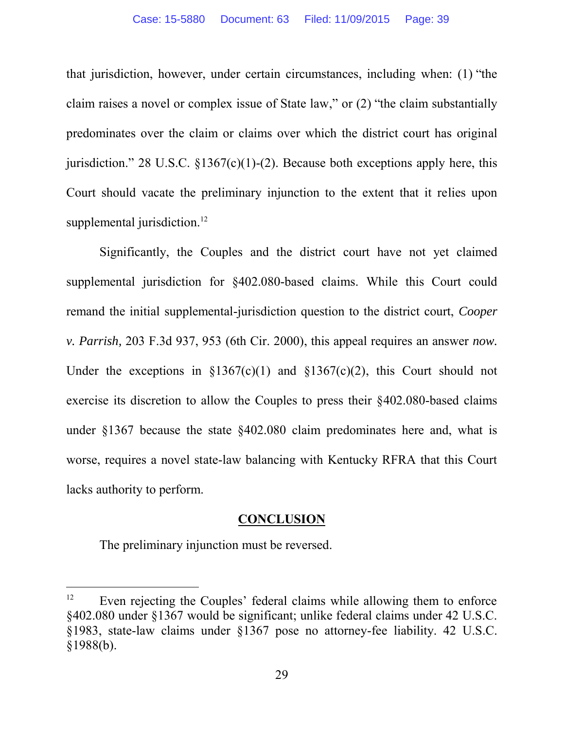that jurisdiction, however, under certain circumstances, including when: (1) "the claim raises a novel or complex issue of State law," or (2) "the claim substantially predominates over the claim or claims over which the district court has original jurisdiction." 28 U.S.C. §1367(c)(1)-(2). Because both exceptions apply here, this Court should vacate the preliminary injunction to the extent that it relies upon supplemental jurisdiction.[12]

Significantly, the Couples and the district court have not yet claimed supplemental jurisdiction for §402.080-based claims. While this Court could remand the initial supplemental-jurisdiction question to the district court, *Cooper v. Parrish,* 203 F.3d 937, 953 (6th Cir. 2000), this appeal requires an answer *now.* Under the exceptions in §1367(c)(1) and §1367(c)(2), this Court should not exercise its discretion to allow the Couples to press their §402.080-based claims under §1367 because the state §402.080 claim predominates here and, what is worse, requires a novel state-law balancing with Kentucky RFRA that this Court lacks authority to perform.

## CONCLUSION

The preliminary injunction must be reversed.

---

[12] Even rejecting the Couples' federal claims while allowing them to enforce §402.080 under §1367 would be significant; unlike federal claims under 42 U.S.C. §1983, state-law claims under §1367 pose no attorney-fee liability. 42 U.S.C. §1988(b).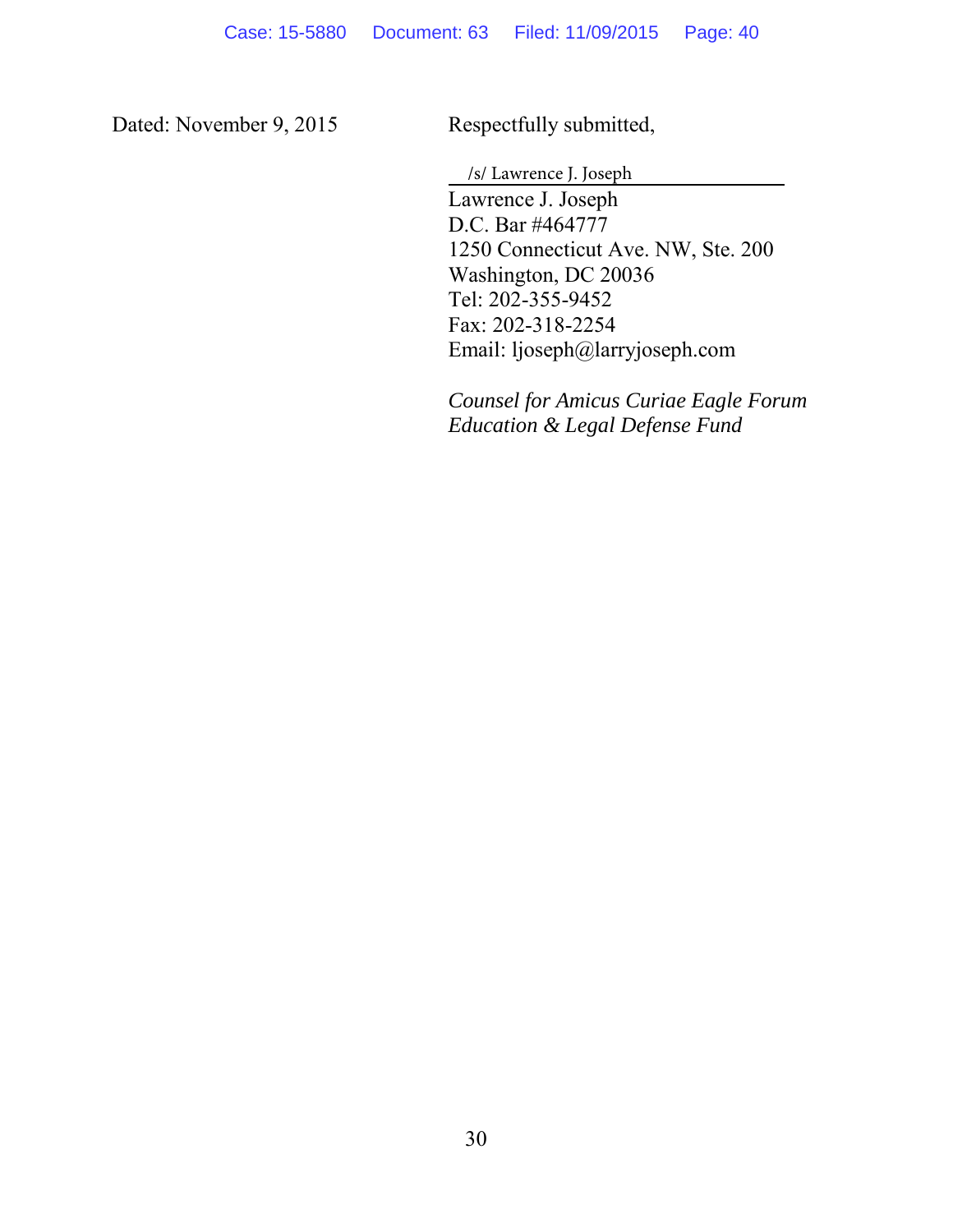Dated: November 9, 2015

Respectfully submitted,

/s/ Lawrence J. Joseph

Lawrence J. Joseph
D.C. Bar #464777
1250 Connecticut Ave. NW, Ste. 200
Washington, DC 20036
Tel: 202-355-9452
Fax: 202-318-2254
Email: ljoseph@larryjoseph.com

*Counsel for Amicus Curiae Eagle Forum Education & Legal Defense Fund*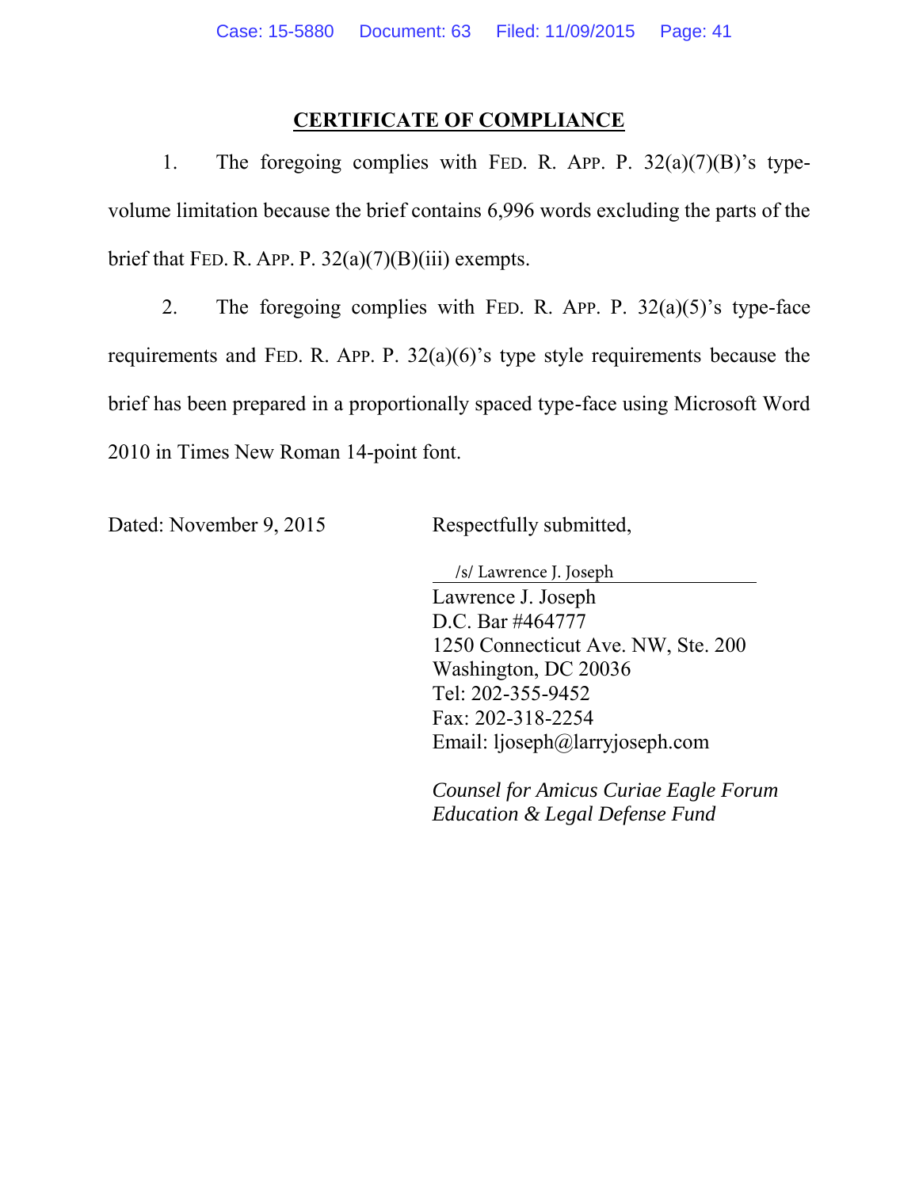## CERTIFICATE OF COMPLIANCE

1. The foregoing complies with FED. R. APP. P. 32(a)(7)(B)'s type-volume limitation because the brief contains 6,996 words excluding the parts of the brief that FED. R. APP. P. 32(a)(7)(B)(iii) exempts.

2. The foregoing complies with FED. R. APP. P. 32(a)(5)'s type-face requirements and FED. R. APP. P. 32(a)(6)'s type style requirements because the brief has been prepared in a proportionally spaced type-face using Microsoft Word 2010 in Times New Roman 14-point font.

Dated: November 9, 2015

Respectfully submitted,

/s/ Lawrence J. Joseph
Lawrence J. Joseph
D.C. Bar #464777
1250 Connecticut Ave. NW, Ste. 200
Washington, DC 20036
Tel: 202-355-9452
Fax: 202-318-2254
Email: ljoseph@larryjoseph.com

*Counsel for Amicus Curiae Eagle Forum Education & Legal Defense Fund*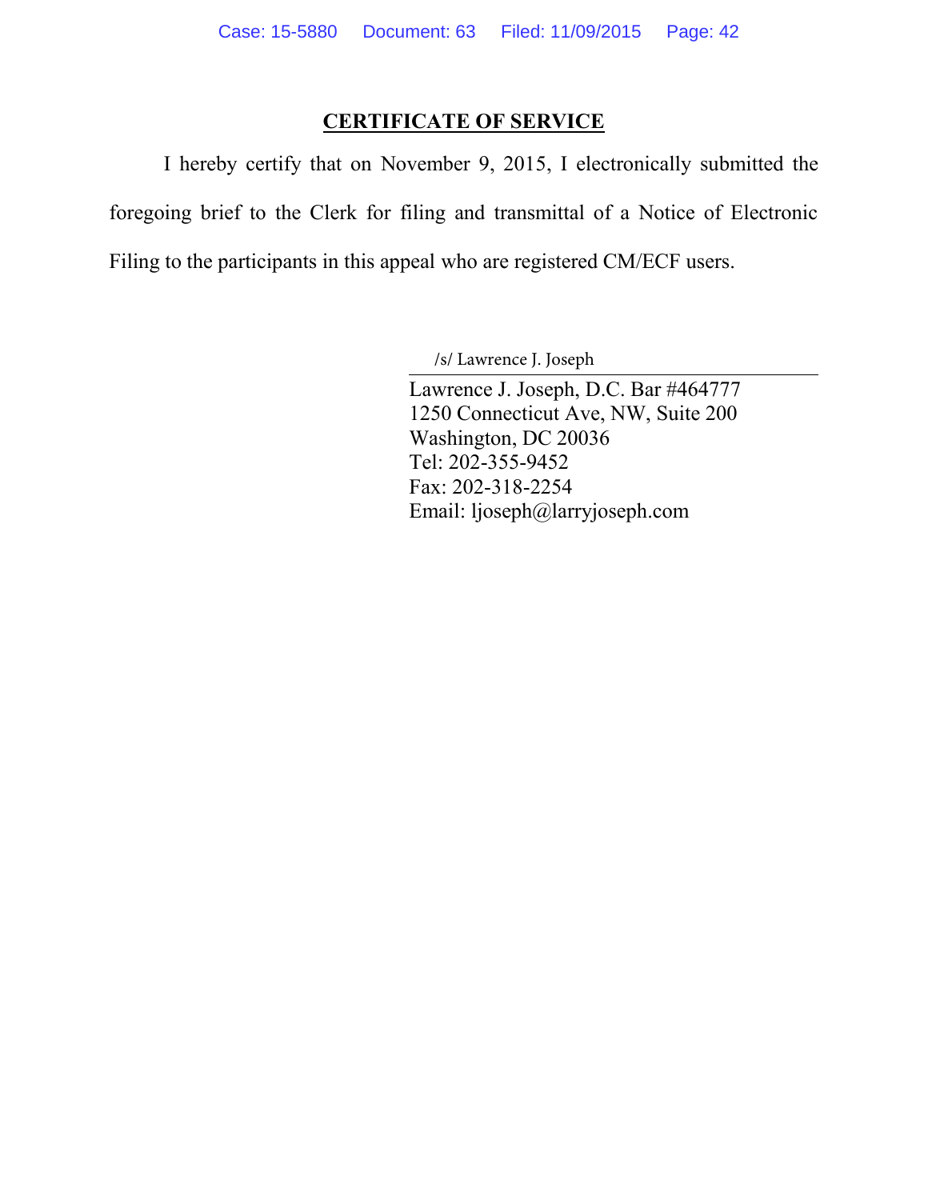## CERTIFICATE OF SERVICE

I hereby certify that on November 9, 2015, I electronically submitted the foregoing brief to the Clerk for filing and transmittal of a Notice of Electronic Filing to the participants in this appeal who are registered CM/ECF users.

/s/ Lawrence J. Joseph

Lawrence J. Joseph, D.C. Bar #464777
1250 Connecticut Ave, NW, Suite 200
Washington, DC 20036
Tel: 202-355-9452
Fax: 202-318-2254
Email: ljoseph@larryjoseph.com